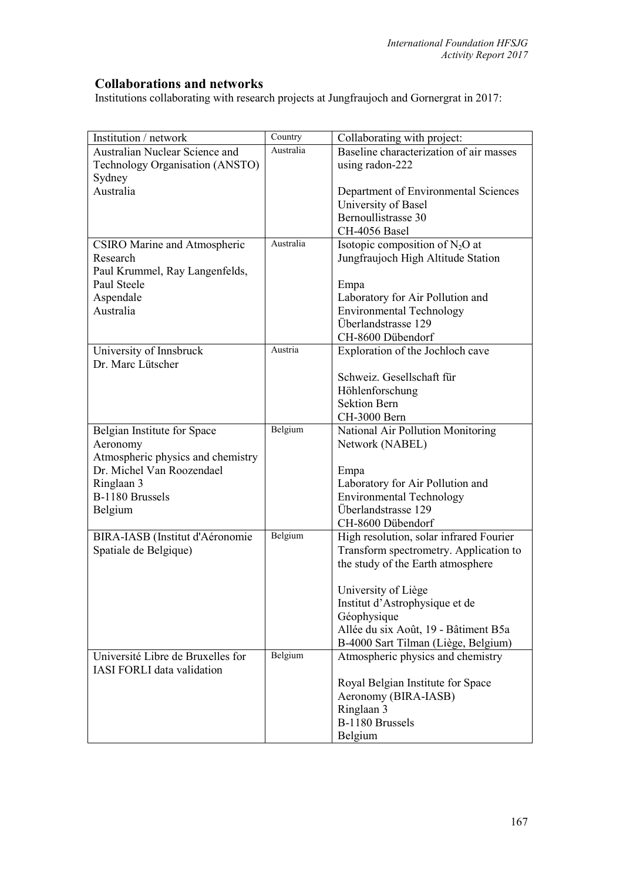## Collaborations and networks

Institutions collaborating with research projects at Jungfraujoch and Gornergrat in 2017:

| Institution / network | Country | Collaborating with project: |
|---|---|---|
| Australian Nuclear Science and Technology Organisation (ANSTO)<br>Sydney<br>Australia | Australia | Baseline characterization of air masses using radon-222<br><br>Department of Environmental Sciences<br>University of Basel<br>Bernoullistrasse 30<br>CH-4056 Basel |
| CSIRO Marine and Atmospheric Research<br>Paul Krummel, Ray Langenfelds, Paul Steele<br>Aspendale<br>Australia | Australia | Isotopic composition of $N_2O$ at Jungfraujoch High Altitude Station<br><br>Empa<br>Laboratory for Air Pollution and Environmental Technology<br>Überlandstrasse 129<br>CH-8600 Dübendorf |
| University of Innsbruck<br>Dr. Marc Lütscher | Austria | Exploration of the Jochloch cave<br><br>Schweiz. Gesellschaft für Höhlenforschung<br>Sektion Bern<br>CH-3000 Bern |
| Belgian Institute for Space Aeronomy<br>Atmospheric physics and chemistry<br>Dr. Michel Van Roozendael<br>Ringlaan 3<br>B-1180 Brussels<br>Belgium | Belgium | National Air Pollution Monitoring Network (NABEL)<br><br>Empa<br>Laboratory for Air Pollution and Environmental Technology<br>Überlandstrasse 129<br>CH-8600 Dübendorf |
| BIRA-IASB (Institut d'Aéronomie Spatiale de Belgique) | Belgium | High resolution, solar infrared Fourier Transform spectrometry. Application to the study of the Earth atmosphere<br><br>University of Liège<br>Institut d'Astrophysique et de Géophysique<br>Allée du six Août, 19 - Bâtiment B5a<br>B-4000 Sart Tilman (Liège, Belgium) |
| Université Libre de Bruxelles for IASI FORLI data validation | Belgium | Atmospheric physics and chemistry<br><br>Royal Belgian Institute for Space Aeronomy (BIRA-IASB)<br>Ringlaan 3<br>B-1180 Brussels<br>Belgium |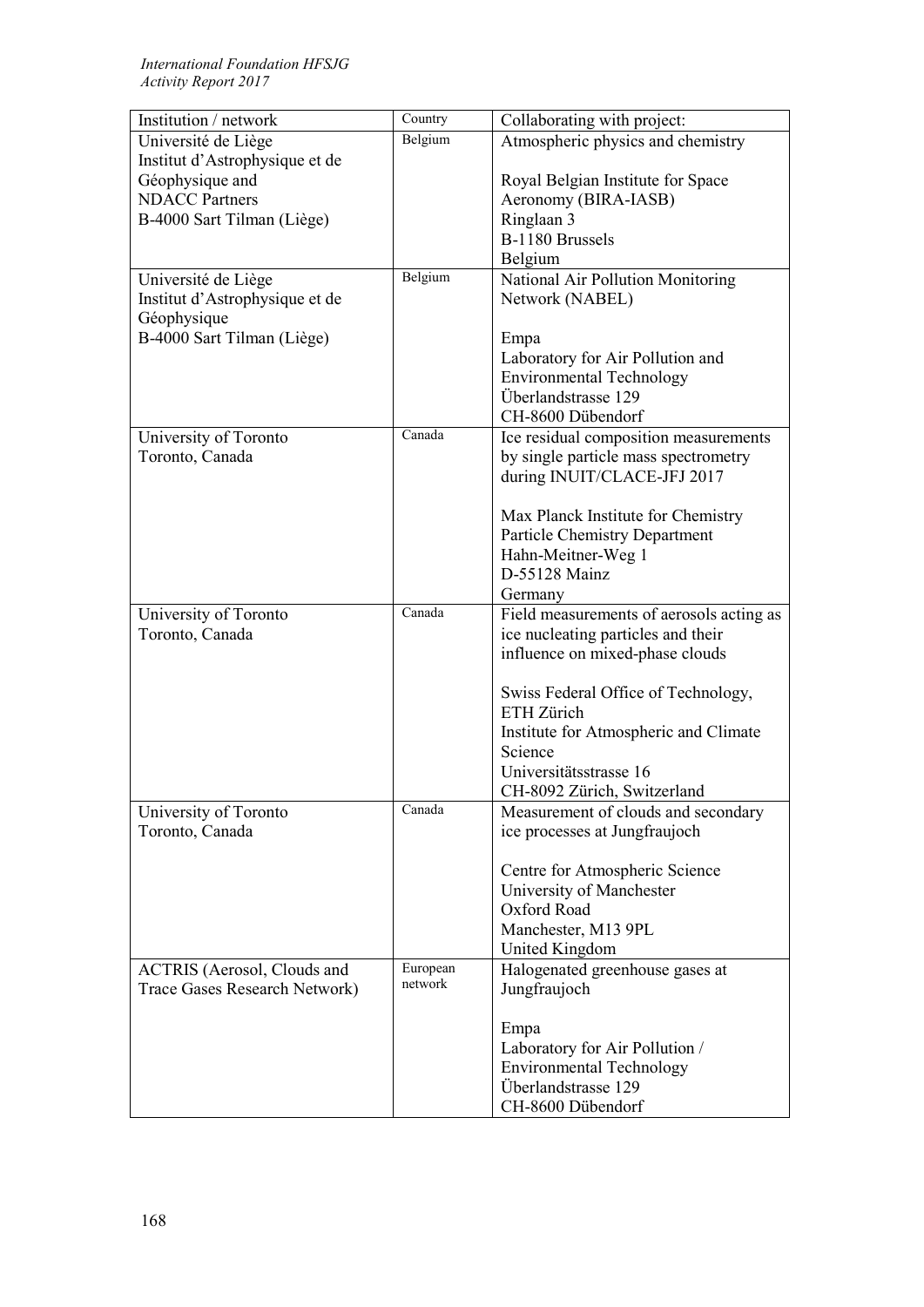| Institution / network | Country | Collaborating with project: |
|---|---|---|
| Université de Liège<br>Institut d'Astrophysique et de Géophysique and<br>NDACC Partners<br>B-4000 Sart Tilman (Liège) | Belgium | Atmospheric physics and chemistry<br><br>Royal Belgian Institute for Space Aeronomy (BIRA-IASB)<br>Ringlaan 3<br>B-1180 Brussels<br>Belgium |
| Université de Liège<br>Institut d'Astrophysique et de Géophysique<br>B-4000 Sart Tilman (Liège) | Belgium | National Air Pollution Monitoring Network (NABEL)<br><br>Empa<br>Laboratory for Air Pollution and Environmental Technology<br>Überlandstrasse 129<br>CH-8600 Dübendorf |
| University of Toronto<br>Toronto, Canada | Canada | Ice residual composition measurements by single particle mass spectrometry during INUIT/CLACE-JFJ 2017<br><br>Max Planck Institute for Chemistry<br>Particle Chemistry Department<br>Hahn-Meitner-Weg 1<br>D-55128 Mainz<br>Germany |
| University of Toronto<br>Toronto, Canada | Canada | Field measurements of aerosols acting as ice nucleating particles and their influence on mixed-phase clouds<br><br>Swiss Federal Office of Technology, ETH Zürich<br>Institute for Atmospheric and Climate Science<br>Universitätsstrasse 16<br>CH-8092 Zürich, Switzerland |
| University of Toronto<br>Toronto, Canada | Canada | Measurement of clouds and secondary ice processes at Jungfraujoch<br><br>Centre for Atmospheric Science<br>University of Manchester<br>Oxford Road<br>Manchester, M13 9PL<br>United Kingdom |
| ACTRIS (Aerosol, Clouds and Trace Gases Research Network) | European network | Halogenated greenhouse gases at Jungfraujoch<br><br>Empa<br>Laboratory for Air Pollution / Environmental Technology<br>Überlandstrasse 129<br>CH-8600 Dübendorf |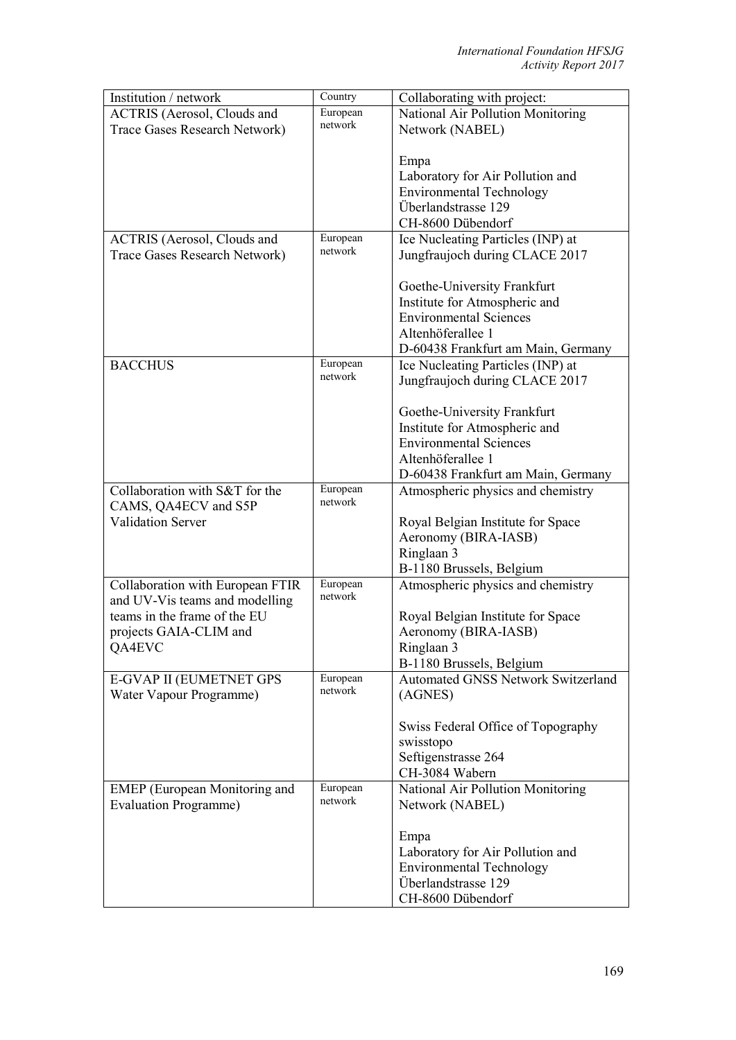| Institution / network | Country | Collaborating with project: |
|---|---|---|
| ACTRIS (Aerosol, Clouds and Trace Gases Research Network) | European network | National Air Pollution Monitoring Network (NABEL)<br><br>Empa<br>Laboratory for Air Pollution and Environmental Technology<br>Überlandstrasse 129<br>CH-8600 Dübendorf |
| ACTRIS (Aerosol, Clouds and Trace Gases Research Network) | European network | Ice Nucleating Particles (INP) at Jungfraujoch during CLACE 2017<br><br>Goethe-University Frankfurt<br>Institute for Atmospheric and Environmental Sciences<br>Altenhöferallee 1<br>D-60438 Frankfurt am Main, Germany |
| BACCHUS | European network | Ice Nucleating Particles (INP) at Jungfraujoch during CLACE 2017<br><br>Goethe-University Frankfurt<br>Institute for Atmospheric and Environmental Sciences<br>Altenhöferallee 1<br>D-60438 Frankfurt am Main, Germany |
| Collaboration with S&T for the CAMS, QA4ECV and S5P Validation Server | European network | Atmospheric physics and chemistry<br><br>Royal Belgian Institute for Space Aeronomy (BIRA-IASB)<br>Ringlaan 3<br>B-1180 Brussels, Belgium |
| Collaboration with European FTIR and UV-Vis teams and modelling teams in the frame of the EU projects GAIA-CLIM and QA4EVC | European network | Atmospheric physics and chemistry<br><br>Royal Belgian Institute for Space Aeronomy (BIRA-IASB)<br>Ringlaan 3<br>B-1180 Brussels, Belgium |
| E-GVAP II (EUMETNET GPS Water Vapour Programme) | European network | Automated GNSS Network Switzerland (AGNES)<br><br>Swiss Federal Office of Topography swisstopo<br>Seftigenstrasse 264<br>CH-3084 Wabern |
| EMEP (European Monitoring and Evaluation Programme) | European network | National Air Pollution Monitoring Network (NABEL)<br><br>Empa<br>Laboratory for Air Pollution and Environmental Technology<br>Überlandstrasse 129<br>CH-8600 Dübendorf |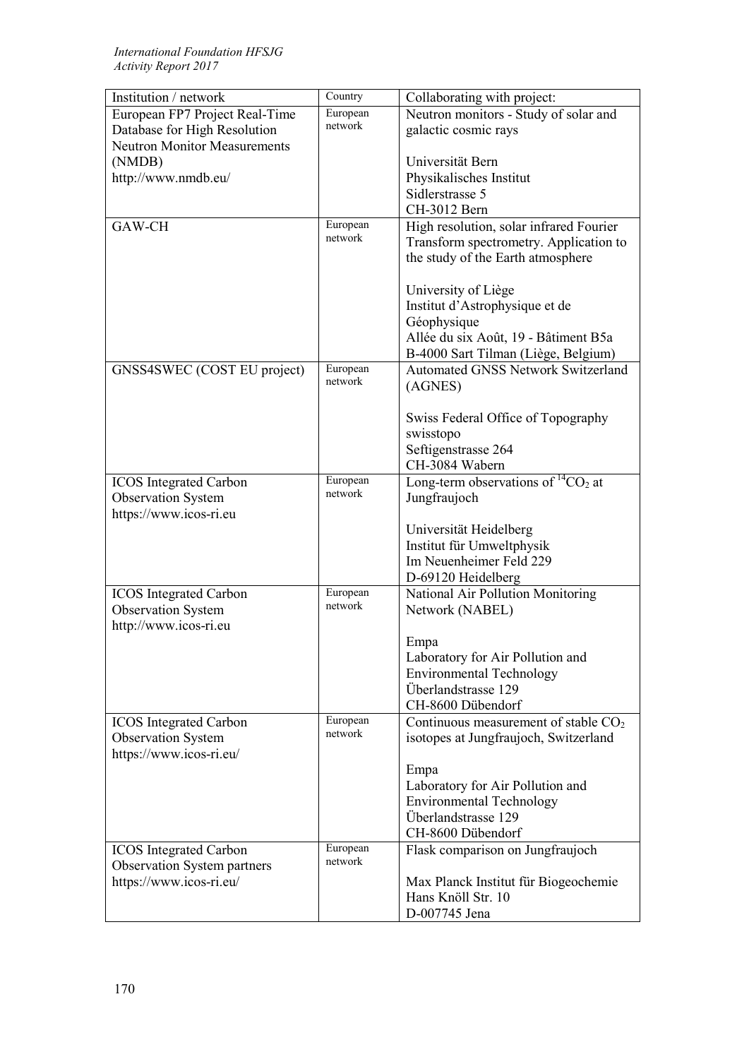| Institution / network | Country | Collaborating with project: |
|---|---|---|
| European FP7 Project Real-Time Database for High Resolution Neutron Monitor Measurements (NMDB)<br>http://www.nmdb.eu/ | European network | Neutron monitors - Study of solar and galactic cosmic rays<br><br>Universität Bern<br>Physikalisches Institut<br>Sidlerstrasse 5<br>CH-3012 Bern |
| GAW-CH | European network | High resolution, solar infrared Fourier Transform spectrometry. Application to the study of the Earth atmosphere<br><br>University of Liège<br>Institut d'Astrophysique et de Géophysique<br>Allée du six Août, 19 - Bâtiment B5a<br>B-4000 Sart Tilman (Liège, Belgium) |
| GNSS4SWEC (COST EU project) | European network | Automated GNSS Network Switzerland (AGNES)<br><br>Swiss Federal Office of Topography swisstopo<br>Seftigenstrasse 264<br>CH-3084 Wabern |
| ICOS Integrated Carbon Observation System<br>https://www.icos-ri.eu | European network | Long-term observations of $^{14}CO_2$ at Jungfraujoch<br><br>Universität Heidelberg<br>Institut für Umweltphysik<br>Im Neuenheimer Feld 229<br>D-69120 Heidelberg |
| ICOS Integrated Carbon Observation System<br>http://www.icos-ri.eu | European network | National Air Pollution Monitoring Network (NABEL)<br><br>Empa<br>Laboratory for Air Pollution and Environmental Technology<br>Überlandstrasse 129<br>CH-8600 Dübendorf |
| ICOS Integrated Carbon Observation System<br>https://www.icos-ri.eu/ | European network | Continuous measurement of stable $CO_2$ isotopes at Jungfraujoch, Switzerland<br><br>Empa<br>Laboratory for Air Pollution and Environmental Technology<br>Überlandstrasse 129<br>CH-8600 Dübendorf |
| ICOS Integrated Carbon Observation System partners<br>https://www.icos-ri.eu/ | European network | Flask comparison on Jungfraujoch<br><br>Max Planck Institut für Biogeochemie<br>Hans Knöll Str. 10<br>D-007745 Jena |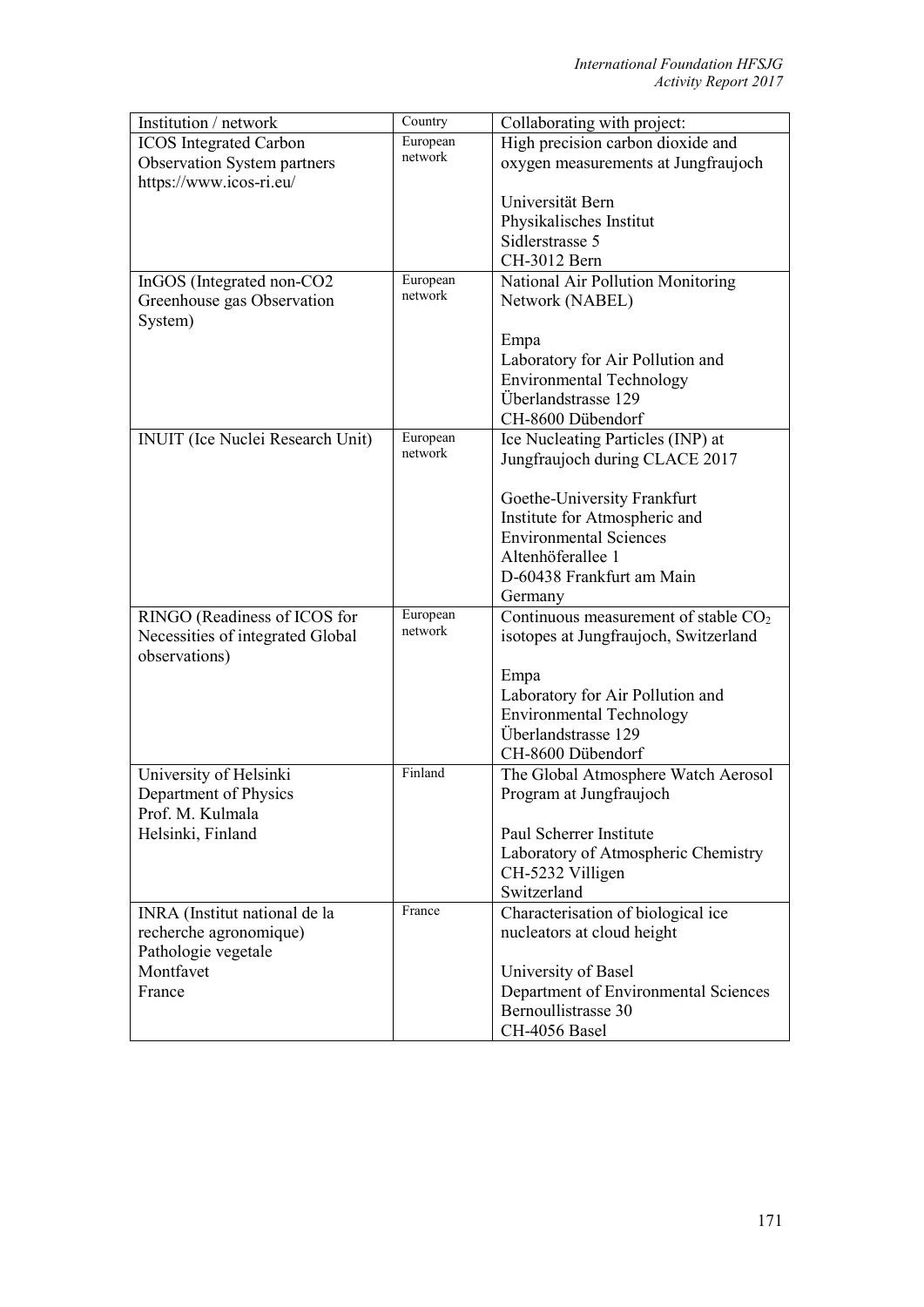| Institution / network | Country | Collaborating with project: |
|---|---|---|
| ICOS Integrated Carbon Observation System partners https://www.icos-ri.eu/ | European network | High precision carbon dioxide and oxygen measurements at Jungfraujoch<br><br>Universität Bern<br>Physikalisches Institut<br>Sidlerstrasse 5<br>CH-3012 Bern |
| InGOS (Integrated non-CO2 Greenhouse gas Observation System) | European network | National Air Pollution Monitoring Network (NABEL)<br><br>Empa<br>Laboratory for Air Pollution and Environmental Technology<br>Überlandstrasse 129<br>CH-8600 Dübendorf |
| INUIT (Ice Nuclei Research Unit) | European network | Ice Nucleating Particles (INP) at Jungfraujoch during CLACE 2017<br><br>Goethe-University Frankfurt<br>Institute for Atmospheric and Environmental Sciences<br>Altenhöferallee 1<br>D-60438 Frankfurt am Main<br>Germany |
| RINGO (Readiness of ICOS for Necessities of integrated Global observations) | European network | Continuous measurement of stable $CO_2$ isotopes at Jungfraujoch, Switzerland<br><br>Empa<br>Laboratory for Air Pollution and Environmental Technology<br>Überlandstrasse 129<br>CH-8600 Dübendorf |
| University of Helsinki<br>Department of Physics<br>Prof. M. Kulmala<br>Helsinki, Finland | Finland | The Global Atmosphere Watch Aerosol Program at Jungfraujoch<br><br>Paul Scherrer Institute<br>Laboratory of Atmospheric Chemistry<br>CH-5232 Villigen<br>Switzerland |
| INRA (Institut national de la recherche agronomique)<br>Pathologie vegetale<br>Montfavet<br>France | France | Characterisation of biological ice nucleators at cloud height<br><br>University of Basel<br>Department of Environmental Sciences<br>Bernoullistrasse 30<br>CH-4056 Basel |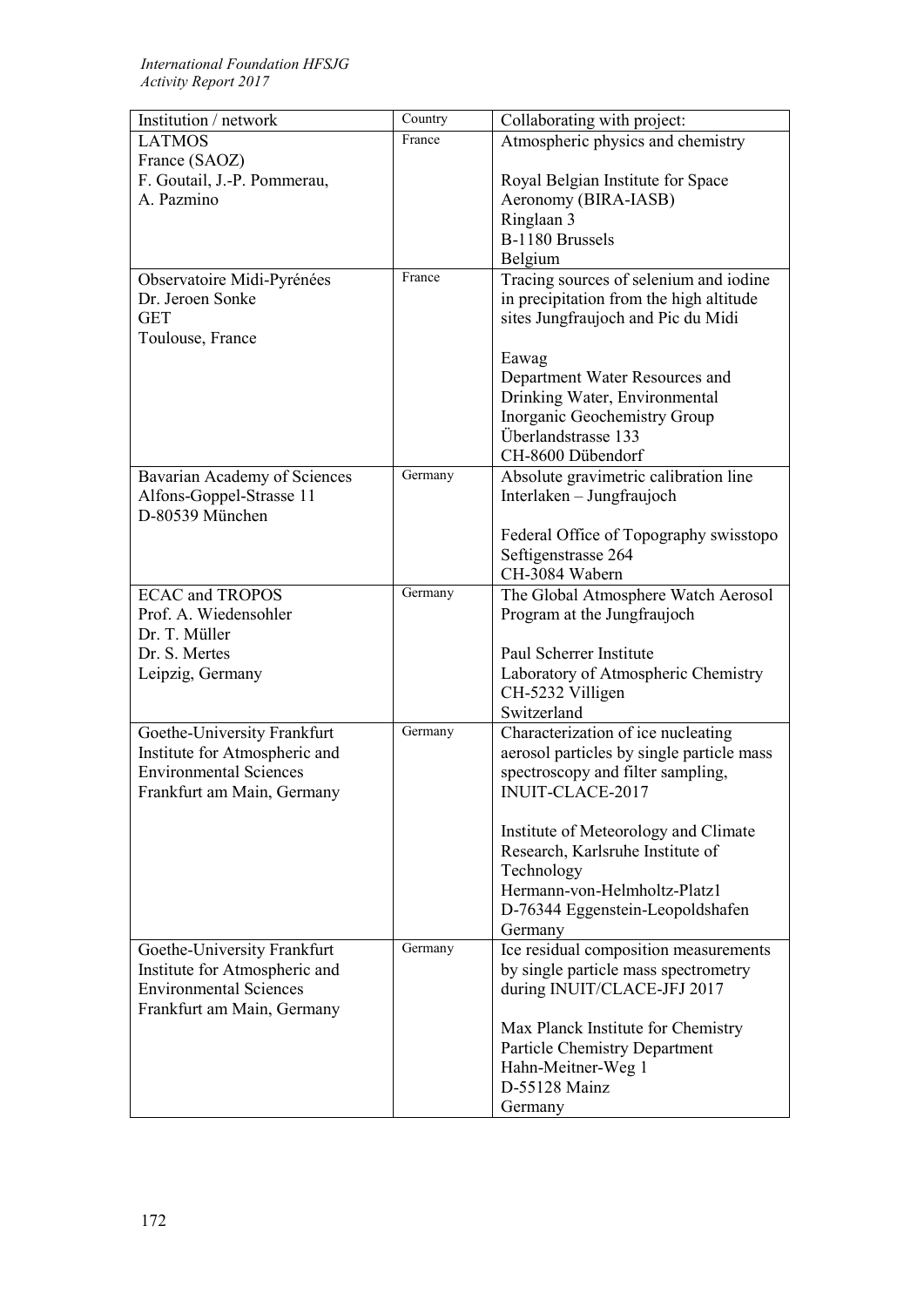| Institution / network | Country | Collaborating with project: |
|---|---|---|
| LATMOS<br>France (SAOZ)<br>F. Goutail, J.-P. Pommerau,<br>A. Pazmino | France | Atmospheric physics and chemistry<br><br>Royal Belgian Institute for Space Aeronomy (BIRA-IASB)<br>Ringlaan 3<br>B-1180 Brussels<br>Belgium |
| Observatoire Midi-Pyrénées<br>Dr. Jeroen Sonke<br>GET<br>Toulouse, France | France | Tracing sources of selenium and iodine in precipitation from the high altitude sites Jungfraujoch and Pic du Midi<br><br>Eawag<br>Department Water Resources and Drinking Water, Environmental Inorganic Geochemistry Group<br>Überlandstrasse 133<br>CH-8600 Dübendorf |
| Bavarian Academy of Sciences<br>Alfons-Goppel-Strasse 11<br>D-80539 München | Germany | Absolute gravimetric calibration line Interlaken – Jungfraujoch<br><br>Federal Office of Topography swisstopo<br>Seftigenstrasse 264<br>CH-3084 Wabern |
| ECAC and TROPOS<br>Prof. A. Wiedensohler<br>Dr. T. Müller<br>Dr. S. Mertes<br>Leipzig, Germany | Germany | The Global Atmosphere Watch Aerosol Program at the Jungfraujoch<br><br>Paul Scherrer Institute<br>Laboratory of Atmospheric Chemistry<br>CH-5232 Villigen<br>Switzerland |
| Goethe-University Frankfurt<br>Institute for Atmospheric and Environmental Sciences<br>Frankfurt am Main, Germany | Germany | Characterization of ice nucleating aerosol particles by single particle mass spectroscopy and filter sampling, INUIT-CLACE-2017<br><br>Institute of Meteorology and Climate Research, Karlsruhe Institute of Technology<br>Hermann-von-Helmholtz-Platz1<br>D-76344 Eggenstein-Leopoldshafen<br>Germany |
| Goethe-University Frankfurt<br>Institute for Atmospheric and Environmental Sciences<br>Frankfurt am Main, Germany | Germany | Ice residual composition measurements by single particle mass spectrometry during INUIT/CLACE-JFJ 2017<br><br>Max Planck Institute for Chemistry<br>Particle Chemistry Department<br>Hahn-Meitner-Weg 1<br>D-55128 Mainz<br>Germany |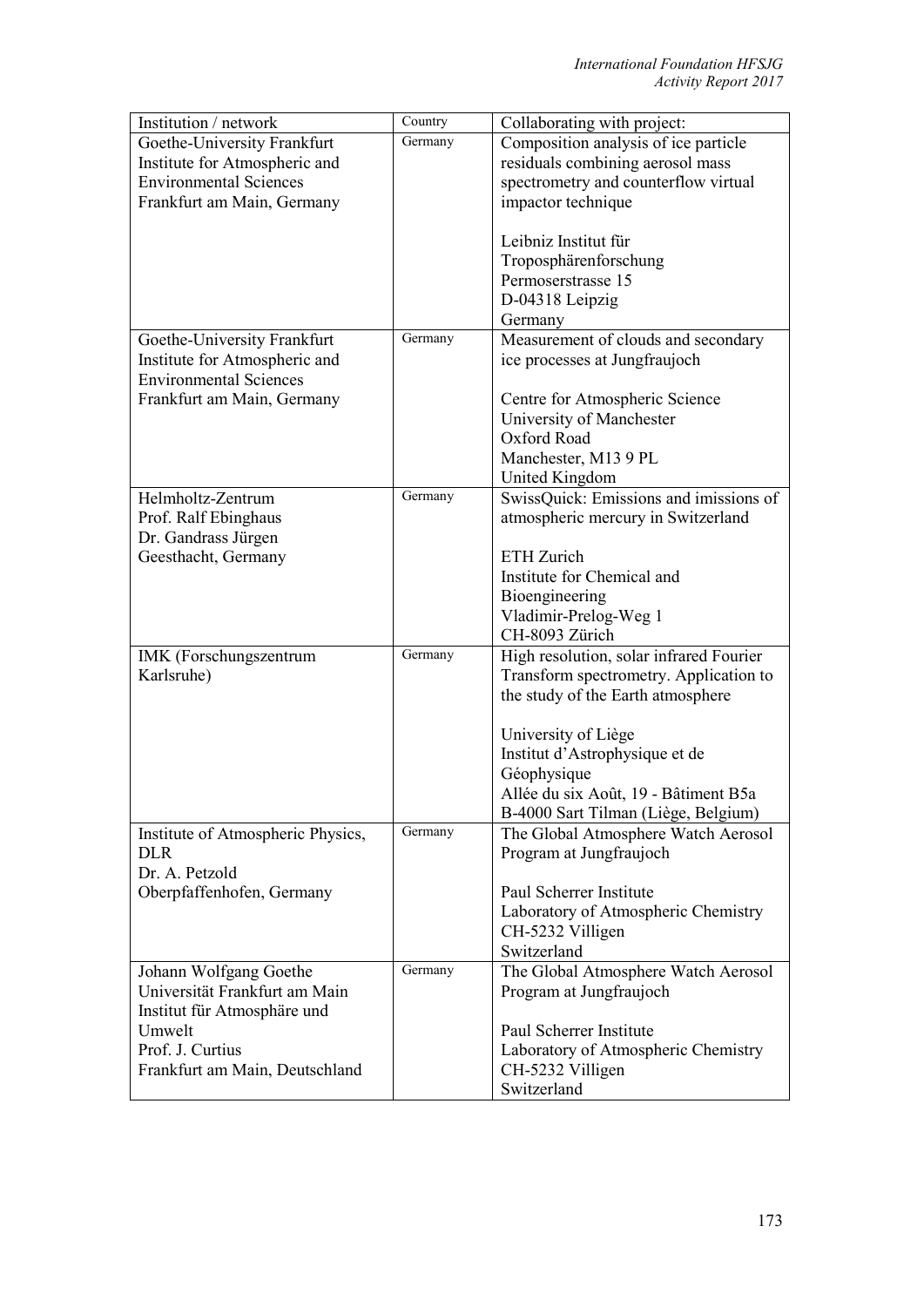| Institution / network | Country | Collaborating with project: |
| --- | --- | --- |
| Goethe-University Frankfurt<br>Institute for Atmospheric and Environmental Sciences<br>Frankfurt am Main, Germany | Germany | Composition analysis of ice particle residuals combining aerosol mass spectrometry and counterflow virtual impactor technique<br><br>Leibniz Institut für Troposphärenforschung<br>Permoserstrasse 15<br>D-04318 Leipzig<br>Germany |
| Goethe-University Frankfurt<br>Institute for Atmospheric and Environmental Sciences<br>Frankfurt am Main, Germany | Germany | Measurement of clouds and secondary ice processes at Jungfraujoch<br><br>Centre for Atmospheric Science<br>University of Manchester<br>Oxford Road<br>Manchester, M13 9 PL<br>United Kingdom |
| Helmholtz-Zentrum<br>Prof. Ralf Ebinghaus<br>Dr. Gandrass Jürgen<br>Geesthacht, Germany | Germany | SwissQuick: Emissions and imissions of atmospheric mercury in Switzerland<br><br>ETH Zurich<br>Institute for Chemical and Bioengineering<br>Vladimir-Prelog-Weg 1<br>CH-8093 Zürich |
| IMK (Forschungszentrum Karlsruhe) | Germany | High resolution, solar infrared Fourier Transform spectrometry. Application to the study of the Earth atmosphere<br><br>University of Liège<br>Institut d'Astrophysique et de Géophysique<br>Allée du six Août, 19 - Bâtiment B5a<br>B-4000 Sart Tilman (Liège, Belgium) |
| Institute of Atmospheric Physics, DLR<br>Dr. A. Petzold<br>Oberpfaffenhofen, Germany | Germany | The Global Atmosphere Watch Aerosol Program at Jungfraujoch<br><br>Paul Scherrer Institute<br>Laboratory of Atmospheric Chemistry<br>CH-5232 Villigen<br>Switzerland |
| Johann Wolfgang Goethe Universität Frankfurt am Main<br>Institut für Atmosphäre und Umwelt<br>Prof. J. Curtius<br>Frankfurt am Main, Deutschland | Germany | The Global Atmosphere Watch Aerosol Program at Jungfraujoch<br><br>Paul Scherrer Institute<br>Laboratory of Atmospheric Chemistry<br>CH-5232 Villigen<br>Switzerland |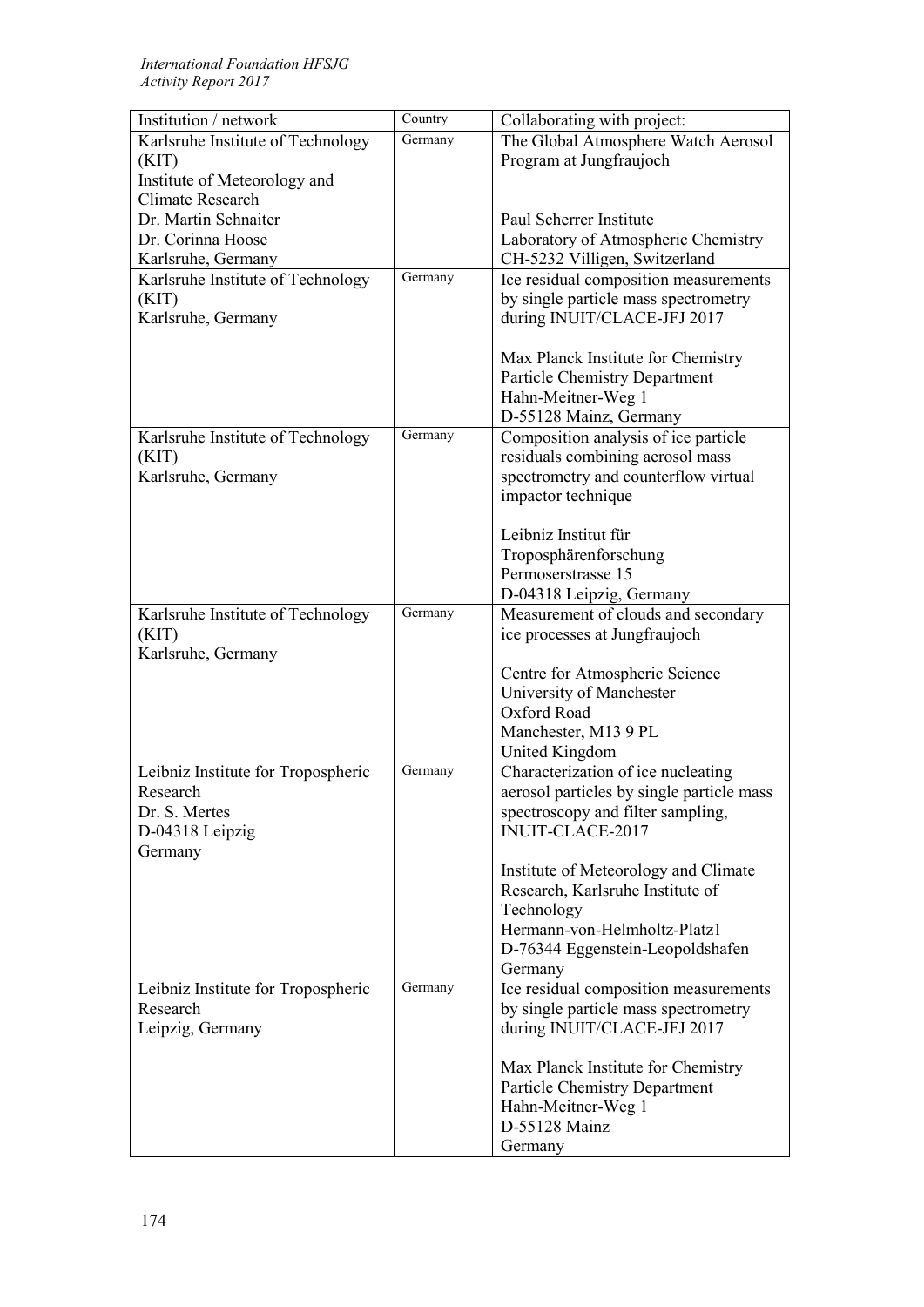| Institution / network | Country | Collaborating with project: |
|---|---|---|
| Karlsruhe Institute of Technology (KIT)<br>Institute of Meteorology and Climate Research<br>Dr. Martin Schnaiter<br>Dr. Corinna Hoose<br>Karlsruhe, Germany | Germany | The Global Atmosphere Watch Aerosol Program at Jungfraujoch<br><br>Paul Scherrer Institute<br>Laboratory of Atmospheric Chemistry<br>CH-5232 Villigen, Switzerland |
| Karlsruhe Institute of Technology (KIT)<br>Karlsruhe, Germany | Germany | Ice residual composition measurements by single particle mass spectrometry during INUIT/CLACE-JFJ 2017<br><br>Max Planck Institute for Chemistry<br>Particle Chemistry Department<br>Hahn-Meitner-Weg 1<br>D-55128 Mainz, Germany |
| Karlsruhe Institute of Technology (KIT)<br>Karlsruhe, Germany | Germany | Composition analysis of ice particle residuals combining aerosol mass spectrometry and counterflow virtual impactor technique<br><br>Leibniz Institut für Troposphärenforschung<br>Permoserstrasse 15<br>D-04318 Leipzig, Germany |
| Karlsruhe Institute of Technology (KIT)<br>Karlsruhe, Germany | Germany | Measurement of clouds and secondary ice processes at Jungfraujoch<br><br>Centre for Atmospheric Science<br>University of Manchester<br>Oxford Road<br>Manchester, M13 9 PL<br>United Kingdom |
| Leibniz Institute for Tropospheric Research<br>Dr. S. Mertes<br>D-04318 Leipzig<br>Germany | Germany | Characterization of ice nucleating aerosol particles by single particle mass spectroscopy and filter sampling, INUIT-CLACE-2017<br><br>Institute of Meteorology and Climate Research, Karlsruhe Institute of Technology<br>Hermann-von-Helmholtz-Platz1<br>D-76344 Eggenstein-Leopoldshafen<br>Germany |
| Leibniz Institute for Tropospheric Research<br>Leipzig, Germany | Germany | Ice residual composition measurements by single particle mass spectrometry during INUIT/CLACE-JFJ 2017<br><br>Max Planck Institute for Chemistry<br>Particle Chemistry Department<br>Hahn-Meitner-Weg 1<br>D-55128 Mainz<br>Germany |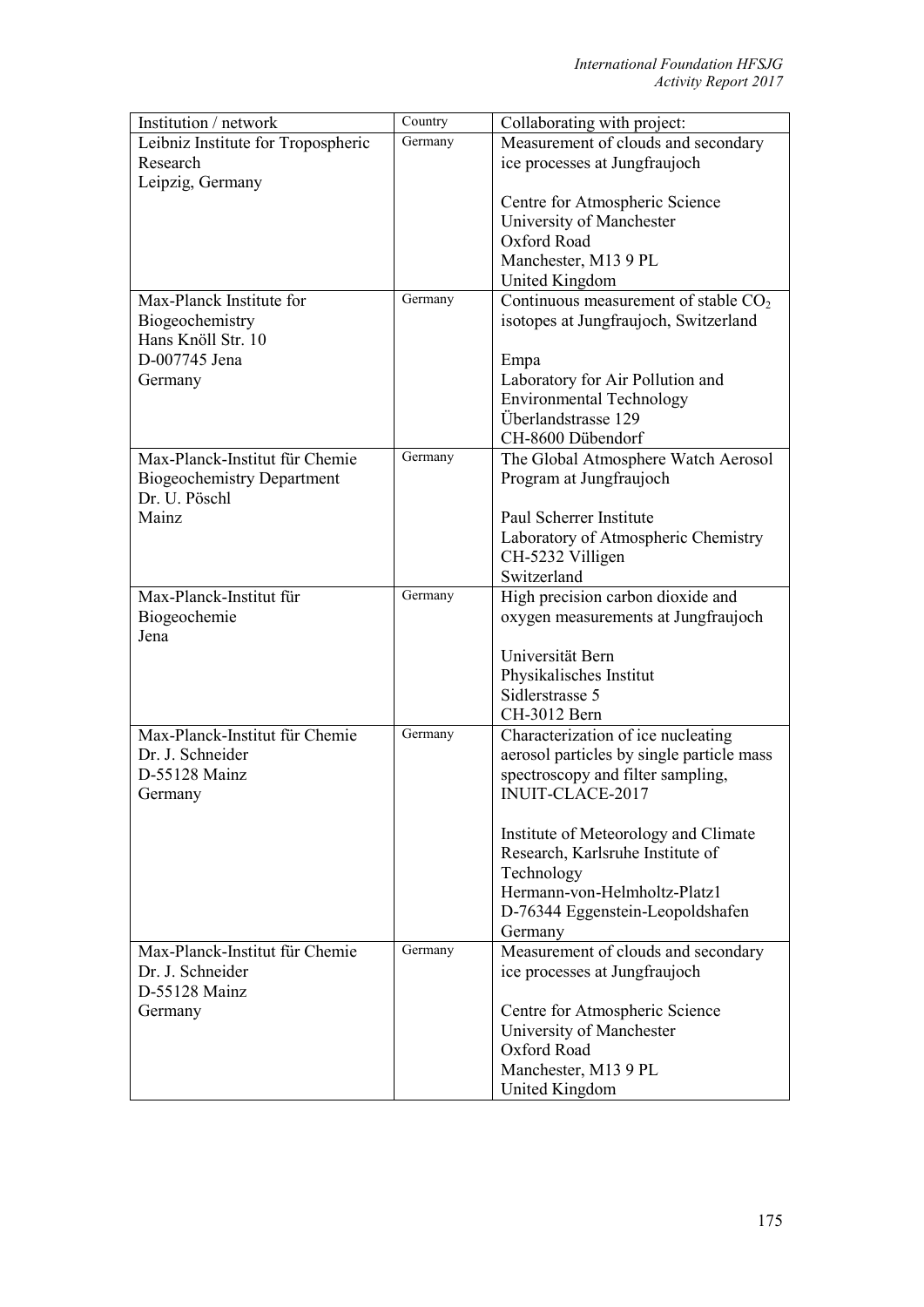| Institution / network | Country | Collaborating with project: |
| --- | --- | --- |
| Leibniz Institute for Tropospheric Research<br>Leipzig, Germany | Germany | Measurement of clouds and secondary ice processes at Jungfraujoch<br><br>Centre for Atmospheric Science<br>University of Manchester<br>Oxford Road<br>Manchester, M13 9 PL<br>United Kingdom |
| Max-Planck Institute for Biogeochemistry<br>Hans Knöll Str. 10<br>D-007745 Jena<br>Germany | Germany | Continuous measurement of stable $CO_2$ isotopes at Jungfraujoch, Switzerland<br><br>Empa<br>Laboratory for Air Pollution and Environmental Technology<br>Überlandstrasse 129<br>CH-8600 Dübendorf |
| Max-Planck-Institut für Chemie<br>Biogeochemistry Department<br>Dr. U. Pöschl<br>Mainz | Germany | The Global Atmosphere Watch Aerosol Program at Jungfraujoch<br><br>Paul Scherrer Institute<br>Laboratory of Atmospheric Chemistry<br>CH-5232 Villigen<br>Switzerland |
| Max-Planck-Institut für Biogeochemie<br>Jena | Germany | High precision carbon dioxide and oxygen measurements at Jungfraujoch<br><br>Universität Bern<br>Physikalisches Institut<br>Sidlerstrasse 5<br>CH-3012 Bern |
| Max-Planck-Institut für Chemie<br>Dr. J. Schneider<br>D-55128 Mainz<br>Germany | Germany | Characterization of ice nucleating aerosol particles by single particle mass spectroscopy and filter sampling, INUIT-CLACE-2017<br><br>Institute of Meteorology and Climate Research, Karlsruhe Institute of Technology<br>Hermann-von-Helmholtz-Platz1<br>D-76344 Eggenstein-Leopoldshafen<br>Germany |
| Max-Planck-Institut für Chemie<br>Dr. J. Schneider<br>D-55128 Mainz<br>Germany | Germany | Measurement of clouds and secondary ice processes at Jungfraujoch<br><br>Centre for Atmospheric Science<br>University of Manchester<br>Oxford Road<br>Manchester, M13 9 PL<br>United Kingdom |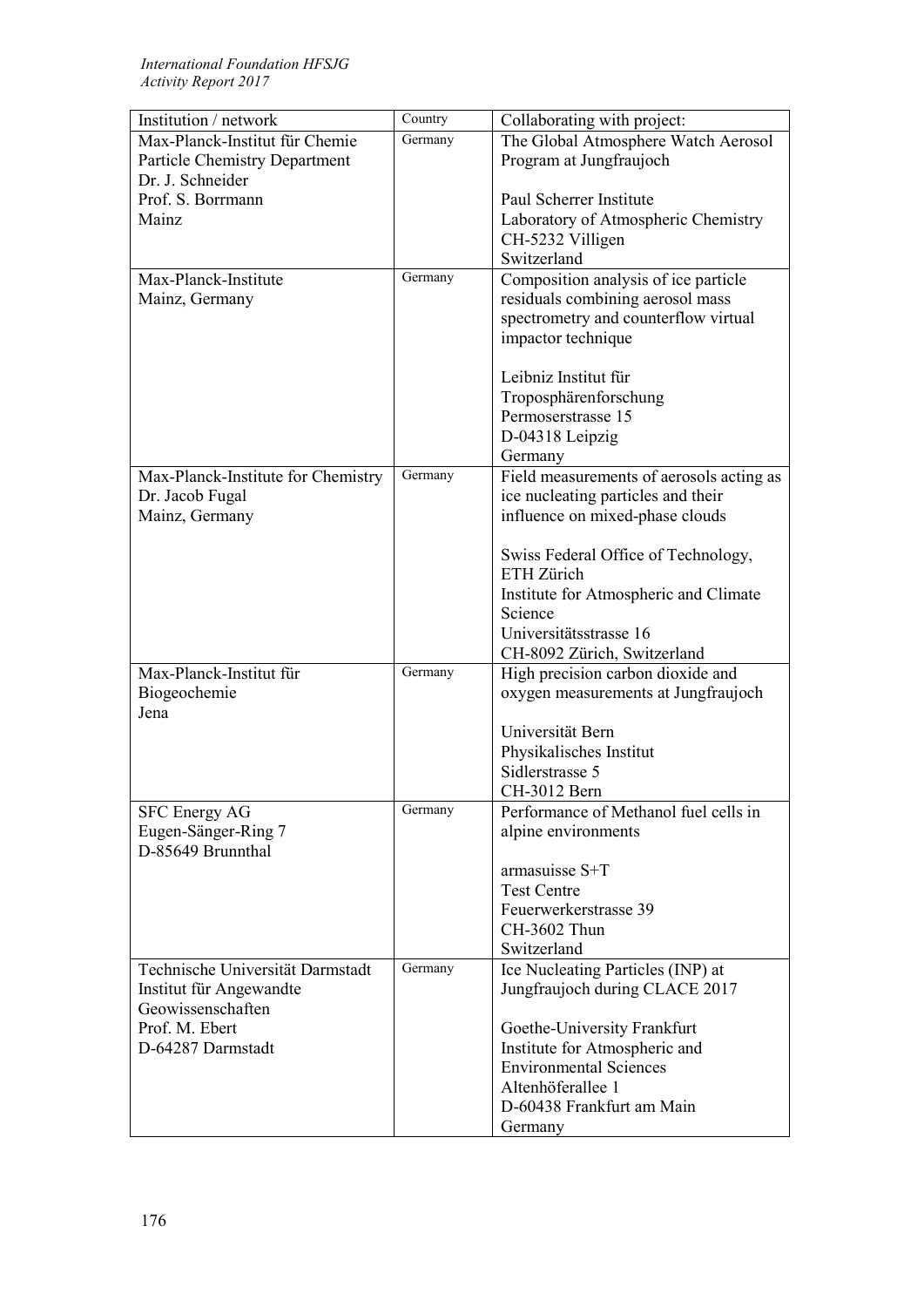| Institution / network | Country | Collaborating with project: |
|---|---|---|
| Max-Planck-Institut für Chemie<br>Particle Chemistry Department<br>Dr. J. Schneider<br>Prof. S. Borrmann<br>Mainz | Germany | The Global Atmosphere Watch Aerosol Program at Jungfraujoch<br><br>Paul Scherrer Institute<br>Laboratory of Atmospheric Chemistry<br>CH-5232 Villigen<br>Switzerland |
| Max-Planck-Institute<br>Mainz, Germany | Germany | Composition analysis of ice particle residuals combining aerosol mass spectrometry and counterflow virtual impactor technique<br><br>Leibniz Institut für Troposphärenforschung<br>Permoserstrasse 15<br>D-04318 Leipzig<br>Germany |
| Max-Planck-Institute for Chemistry<br>Dr. Jacob Fugal<br>Mainz, Germany | Germany | Field measurements of aerosols acting as ice nucleating particles and their influence on mixed-phase clouds<br><br>Swiss Federal Office of Technology, ETH Zürich<br>Institute for Atmospheric and Climate Science<br>Universitätsstrasse 16<br>CH-8092 Zürich, Switzerland |
| Max-Planck-Institut für Biogeochemie<br>Jena | Germany | High precision carbon dioxide and oxygen measurements at Jungfraujoch<br><br>Universität Bern<br>Physikalisches Institut<br>Sidlerstrasse 5<br>CH-3012 Bern |
| SFC Energy AG<br>Eugen-Sänger-Ring 7<br>D-85649 Brunnthal | Germany | Performance of Methanol fuel cells in alpine environments<br><br>armasuisse S+T<br>Test Centre<br>Feuerwerkerstrasse 39<br>CH-3602 Thun<br>Switzerland |
| Technische Universität Darmstadt<br>Institut für Angewandte Geowissenschaften<br>Prof. M. Ebert<br>D-64287 Darmstadt | Germany | Ice Nucleating Particles (INP) at Jungfraujoch during CLACE 2017<br><br>Goethe-University Frankfurt<br>Institute for Atmospheric and Environmental Sciences<br>Altenhöferallee 1<br>D-60438 Frankfurt am Main<br>Germany |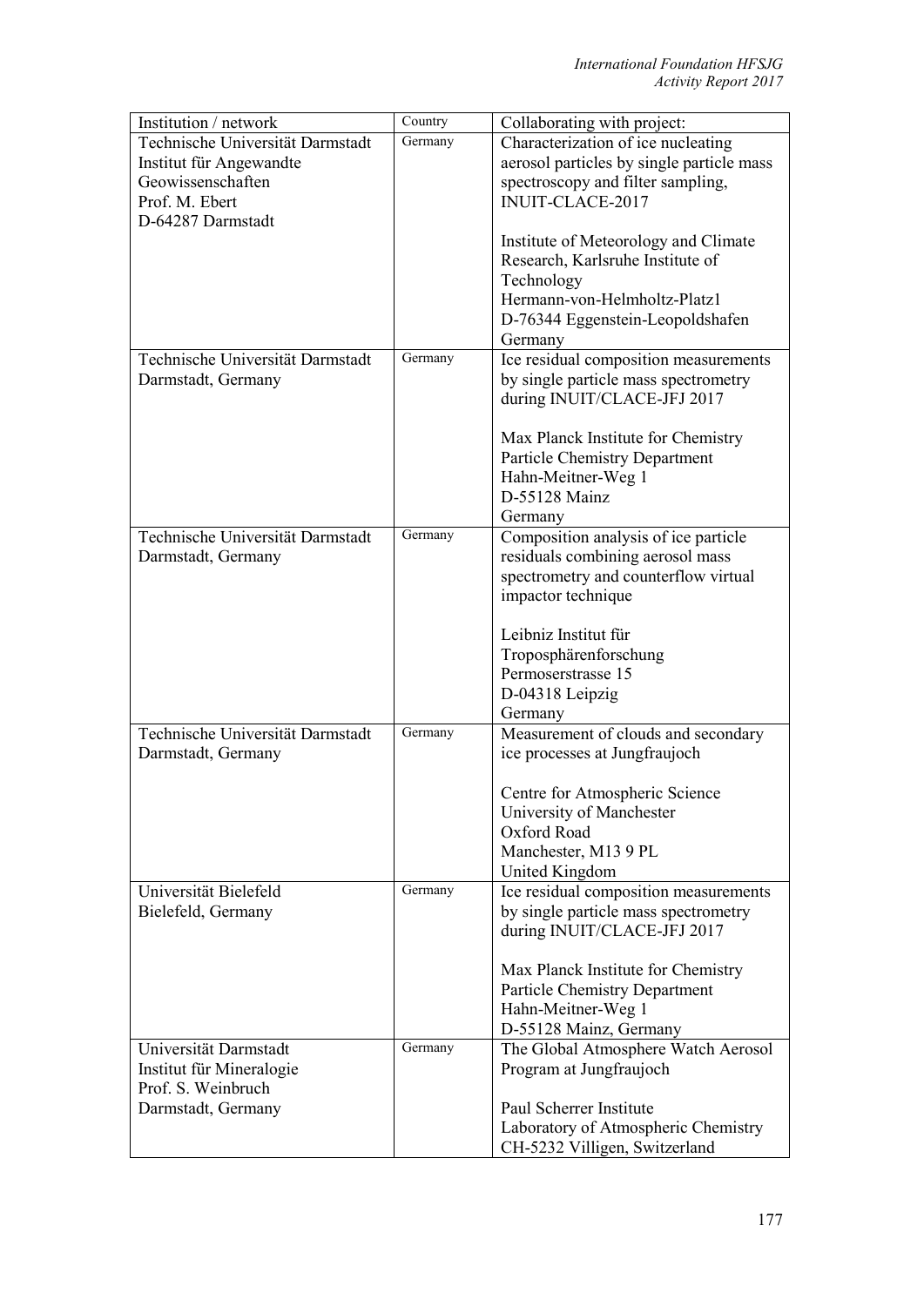| Institution / network | Country | Collaborating with project: |
|---|---|---|
| Technische Universität Darmstadt<br>Institut für Angewandte Geowissenschaften<br>Prof. M. Ebert<br>D-64287 Darmstadt | Germany | Characterization of ice nucleating aerosol particles by single particle mass spectroscopy and filter sampling, INUIT-CLACE-2017<br><br>Institute of Meteorology and Climate Research, Karlsruhe Institute of Technology<br>Hermann-von-Helmholtz-Platz1<br>D-76344 Eggenstein-Leopoldshafen<br>Germany |
| Technische Universität Darmstadt<br>Darmstadt, Germany | Germany | Ice residual composition measurements by single particle mass spectrometry during INUIT/CLACE-JFJ 2017<br><br>Max Planck Institute for Chemistry<br>Particle Chemistry Department<br>Hahn-Meitner-Weg 1<br>D-55128 Mainz<br>Germany |
| Technische Universität Darmstadt<br>Darmstadt, Germany | Germany | Composition analysis of ice particle residuals combining aerosol mass spectrometry and counterflow virtual impactor technique<br><br>Leibniz Institut für Troposphärenforschung<br>Permoserstrasse 15<br>D-04318 Leipzig<br>Germany |
| Technische Universität Darmstadt<br>Darmstadt, Germany | Germany | Measurement of clouds and secondary ice processes at Jungfraujoch<br><br>Centre for Atmospheric Science<br>University of Manchester<br>Oxford Road<br>Manchester, M13 9 PL<br>United Kingdom |
| Universität Bielefeld<br>Bielefeld, Germany | Germany | Ice residual composition measurements by single particle mass spectrometry during INUIT/CLACE-JFJ 2017<br><br>Max Planck Institute for Chemistry<br>Particle Chemistry Department<br>Hahn-Meitner-Weg 1<br>D-55128 Mainz, Germany |
| Universität Darmstadt<br>Institut für Mineralogie<br>Prof. S. Weinbruch<br>Darmstadt, Germany | Germany | The Global Atmosphere Watch Aerosol Program at Jungfraujoch<br><br>Paul Scherrer Institute<br>Laboratory of Atmospheric Chemistry<br>CH-5232 Villigen, Switzerland |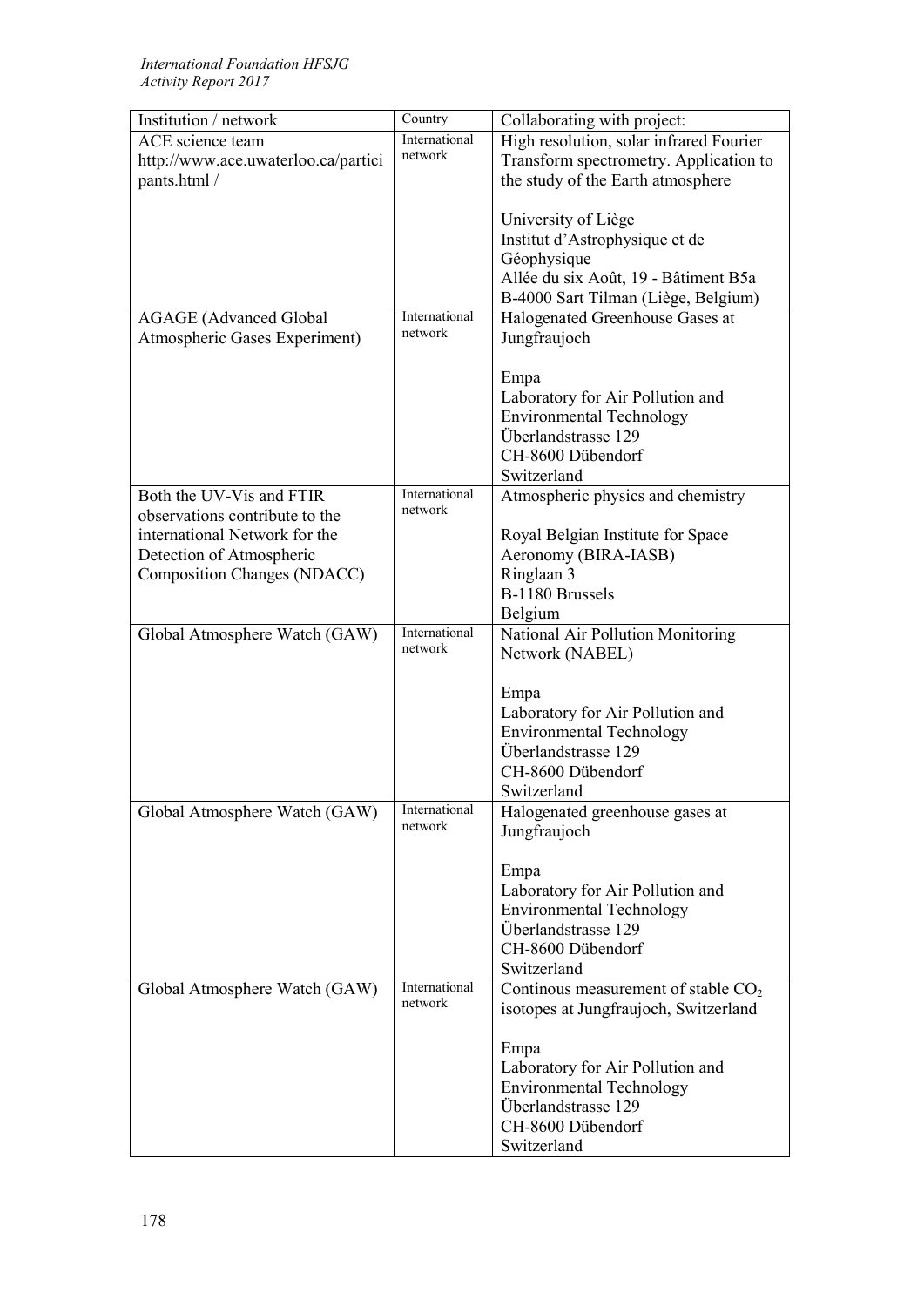| Institution / network | Country | Collaborating with project: |
|---|---|---|
| ACE science team http://www.ace.uwaterloo.ca/participants.html / | International network | High resolution, solar infrared Fourier Transform spectrometry. Application to the study of the Earth atmosphere<br><br>University of Liège<br>Institut d'Astrophysique et de Géophysique<br>Allée du six Août, 19 - Bâtiment B5a<br>B-4000 Sart Tilman (Liège, Belgium) |
| AGAGE (Advanced Global Atmospheric Gases Experiment) | International network | Halogenated Greenhouse Gases at Jungfraujoch<br><br>Empa<br>Laboratory for Air Pollution and Environmental Technology<br>Überlandstrasse 129<br>CH-8600 Dübendorf<br>Switzerland |
| Both the UV-Vis and FTIR observations contribute to the international Network for the Detection of Atmospheric Composition Changes (NDACC) | International network | Atmospheric physics and chemistry<br><br>Royal Belgian Institute for Space Aeronomy (BIRA-IASB)<br>Ringlaan 3<br>B-1180 Brussels<br>Belgium |
| Global Atmosphere Watch (GAW) | International network | National Air Pollution Monitoring Network (NABEL)<br><br>Empa<br>Laboratory for Air Pollution and Environmental Technology<br>Überlandstrasse 129<br>CH-8600 Dübendorf<br>Switzerland |
| Global Atmosphere Watch (GAW) | International network | Halogenated greenhouse gases at Jungfraujoch<br><br>Empa<br>Laboratory for Air Pollution and Environmental Technology<br>Überlandstrasse 129<br>CH-8600 Dübendorf<br>Switzerland |
| Global Atmosphere Watch (GAW) | International network | Continous measurement of stable $CO_2$ isotopes at Jungfraujoch, Switzerland<br><br>Empa<br>Laboratory for Air Pollution and Environmental Technology<br>Überlandstrasse 129<br>CH-8600 Dübendorf<br>Switzerland |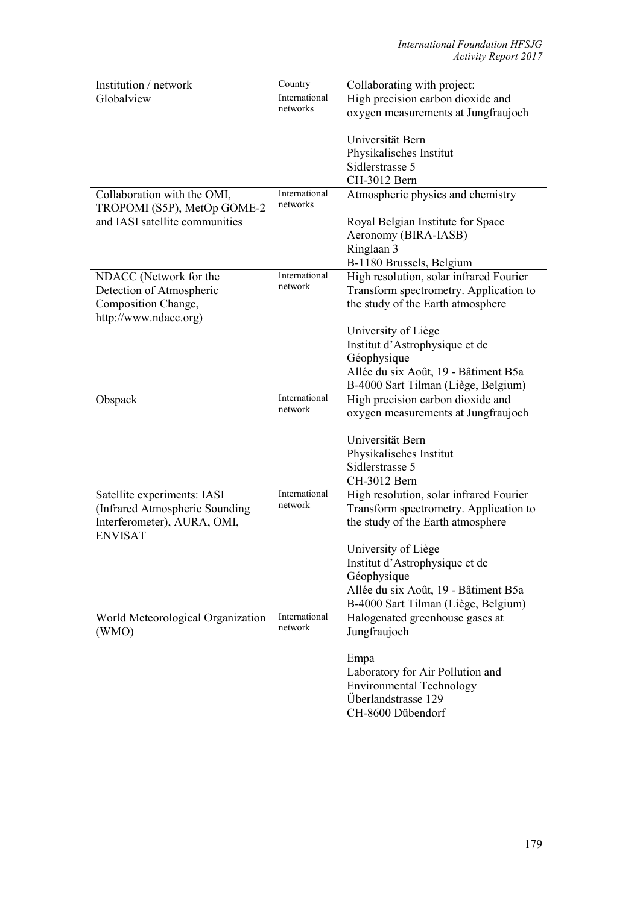| Institution / network | Country | Collaborating with project: |
|---|---|---|
| Globalview | International networks | High precision carbon dioxide and oxygen measurements at Jungfraujoch<br><br>Universität Bern<br>Physikalisches Institut<br>Sidlerstrasse 5<br>CH-3012 Bern |
| Collaboration with the OMI, TROPOMI (S5P), MetOp GOME-2 and IASI satellite communities | International networks | Atmospheric physics and chemistry<br><br>Royal Belgian Institute for Space Aeronomy (BIRA-IASB)<br>Ringlaan 3<br>B-1180 Brussels, Belgium |
| NDACC (Network for the Detection of Atmospheric Composition Change, http://www.ndacc.org) | International network | High resolution, solar infrared Fourier Transform spectrometry. Application to the study of the Earth atmosphere<br><br>University of Liège<br>Institut d'Astrophysique et de Géophysique<br>Allée du six Août, 19 - Bâtiment B5a<br>B-4000 Sart Tilman (Liège, Belgium) |
| Obspack | International network | High precision carbon dioxide and oxygen measurements at Jungfraujoch<br><br>Universität Bern<br>Physikalisches Institut<br>Sidlerstrasse 5<br>CH-3012 Bern |
| Satellite experiments: IASI (Infrared Atmospheric Sounding Interferometer), AURA, OMI, ENVISAT | International network | High resolution, solar infrared Fourier Transform spectrometry. Application to the study of the Earth atmosphere<br><br>University of Liège<br>Institut d'Astrophysique et de Géophysique<br>Allée du six Août, 19 - Bâtiment B5a<br>B-4000 Sart Tilman (Liège, Belgium) |
| World Meteorological Organization (WMO) | International network | Halogenated greenhouse gases at Jungfraujoch<br><br>Empa<br>Laboratory for Air Pollution and Environmental Technology<br>Überlandstrasse 129<br>CH-8600 Dübendorf |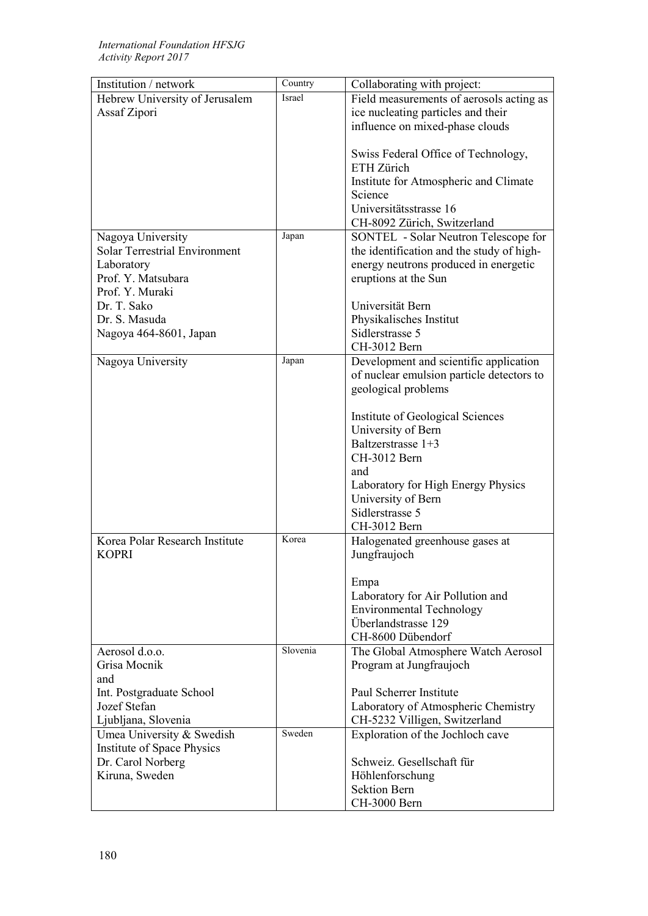| Institution / network | Country | Collaborating with project: |
| --- | --- | --- |
| Hebrew University of Jerusalem<br>Assaf Zipori | Israel | Field measurements of aerosols acting as ice nucleating particles and their influence on mixed-phase clouds<br><br>Swiss Federal Office of Technology, ETH Zürich<br>Institute for Atmospheric and Climate Science<br>Universitätsstrasse 16<br>CH-8092 Zürich, Switzerland |
| Nagoya University<br>Solar Terrestrial Environment Laboratory<br>Prof. Y. Matsubara<br>Prof. Y. Muraki<br>Dr. T. Sako<br>Dr. S. Masuda<br>Nagoya 464-8601, Japan | Japan | SONTEL - Solar Neutron Telescope for the identification and the study of high-energy neutrons produced in energetic eruptions at the Sun<br><br>Universität Bern<br>Physikalisches Institut<br>Sidlerstrasse 5<br>CH-3012 Bern |
| Nagoya University | Japan | Development and scientific application of nuclear emulsion particle detectors to geological problems<br><br>Institute of Geological Sciences<br>University of Bern<br>Baltzerstrasse 1+3<br>CH-3012 Bern<br>and<br>Laboratory for High Energy Physics<br>University of Bern<br>Sidlerstrasse 5<br>CH-3012 Bern |
| Korea Polar Research Institute<br>KOPRI | Korea | Halogenated greenhouse gases at Jungfraujoch<br><br>Empa<br>Laboratory for Air Pollution and Environmental Technology<br>Überlandstrasse 129<br>CH-8600 Dübendorf |
| Aerosol d.o.o.<br>Grisa Mocnik<br>and<br>Int. Postgraduate School<br>Jozef Stefan<br>Ljubljana, Slovenia | Slovenia | The Global Atmosphere Watch Aerosol Program at Jungfraujoch<br><br>Paul Scherrer Institute<br>Laboratory of Atmospheric Chemistry<br>CH-5232 Villigen, Switzerland |
| Umea University & Swedish Institute of Space Physics<br>Dr. Carol Norberg<br>Kiruna, Sweden | Sweden | Exploration of the Jochloch cave<br><br>Schweiz. Gesellschaft für Höhlenforschung<br>Sektion Bern<br>CH-3000 Bern |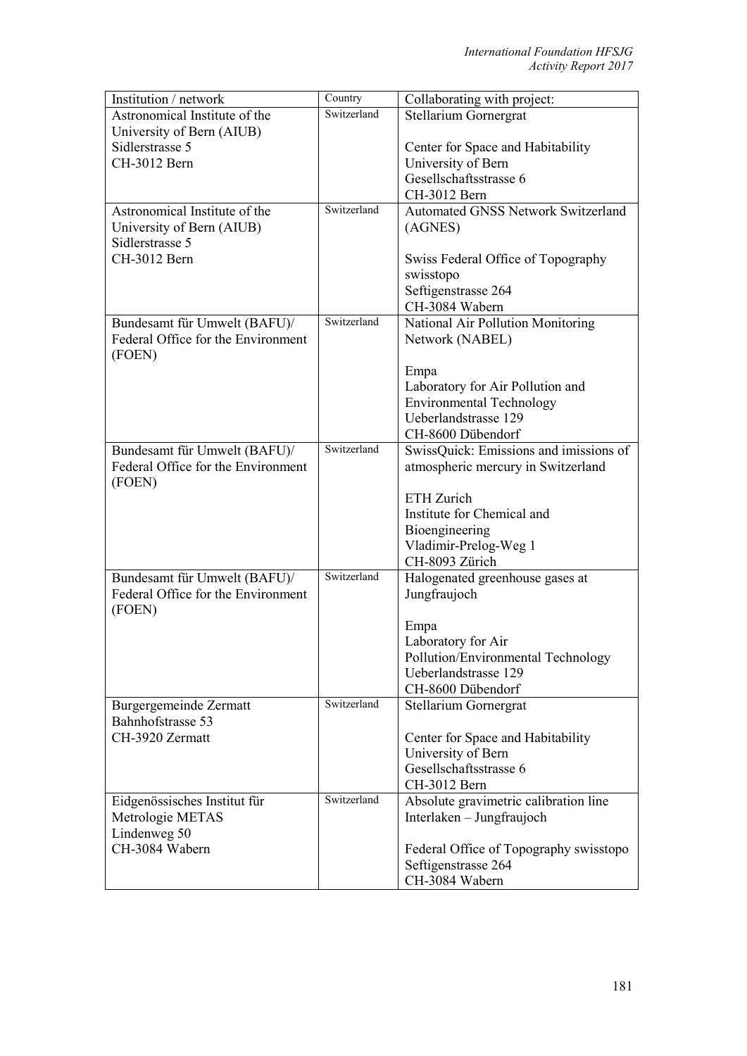| Institution / network | Country | Collaborating with project: |
|---|---|---|
| Astronomical Institute of the University of Bern (AIUB)<br>Sidlerstrasse 5<br>CH-3012 Bern | Switzerland | Stellarium Gornergrat<br><br>Center for Space and Habitability<br>University of Bern<br>Gesellschaftsstrasse 6<br>CH-3012 Bern |
| Astronomical Institute of the University of Bern (AIUB)<br>Sidlerstrasse 5<br>CH-3012 Bern | Switzerland | Automated GNSS Network Switzerland (AGNES)<br><br>Swiss Federal Office of Topography swisstopo<br>Seftigenstrasse 264<br>CH-3084 Wabern |
| Bundesamt für Umwelt (BAFU)/ Federal Office for the Environment (FOEN) | Switzerland | National Air Pollution Monitoring Network (NABEL)<br><br>Empa<br>Laboratory for Air Pollution and Environmental Technology<br>Ueberlandstrasse 129<br>CH-8600 Dübendorf |
| Bundesamt für Umwelt (BAFU)/ Federal Office for the Environment (FOEN) | Switzerland | SwissQuick: Emissions and imissions of atmospheric mercury in Switzerland<br><br>ETH Zurich<br>Institute for Chemical and Bioengineering<br>Vladimir-Prelog-Weg 1<br>CH-8093 Zürich |
| Bundesamt für Umwelt (BAFU)/ Federal Office for the Environment (FOEN) | Switzerland | Halogenated greenhouse gases at Jungfraujoch<br><br>Empa<br>Laboratory for Air Pollution/Environmental Technology<br>Ueberlandstrasse 129<br>CH-8600 Dübendorf |
| Burgergemeinde Zermatt<br>Bahnhofstrasse 53<br>CH-3920 Zermatt | Switzerland | Stellarium Gornergrat<br><br>Center for Space and Habitability<br>University of Bern<br>Gesellschaftsstrasse 6<br>CH-3012 Bern |
| Eidgenössisches Institut für Metrologie METAS<br>Lindenweg 50<br>CH-3084 Wabern | Switzerland | Absolute gravimetric calibration line Interlaken – Jungfraujoch<br><br>Federal Office of Topography swisstopo<br>Seftigenstrasse 264<br>CH-3084 Wabern |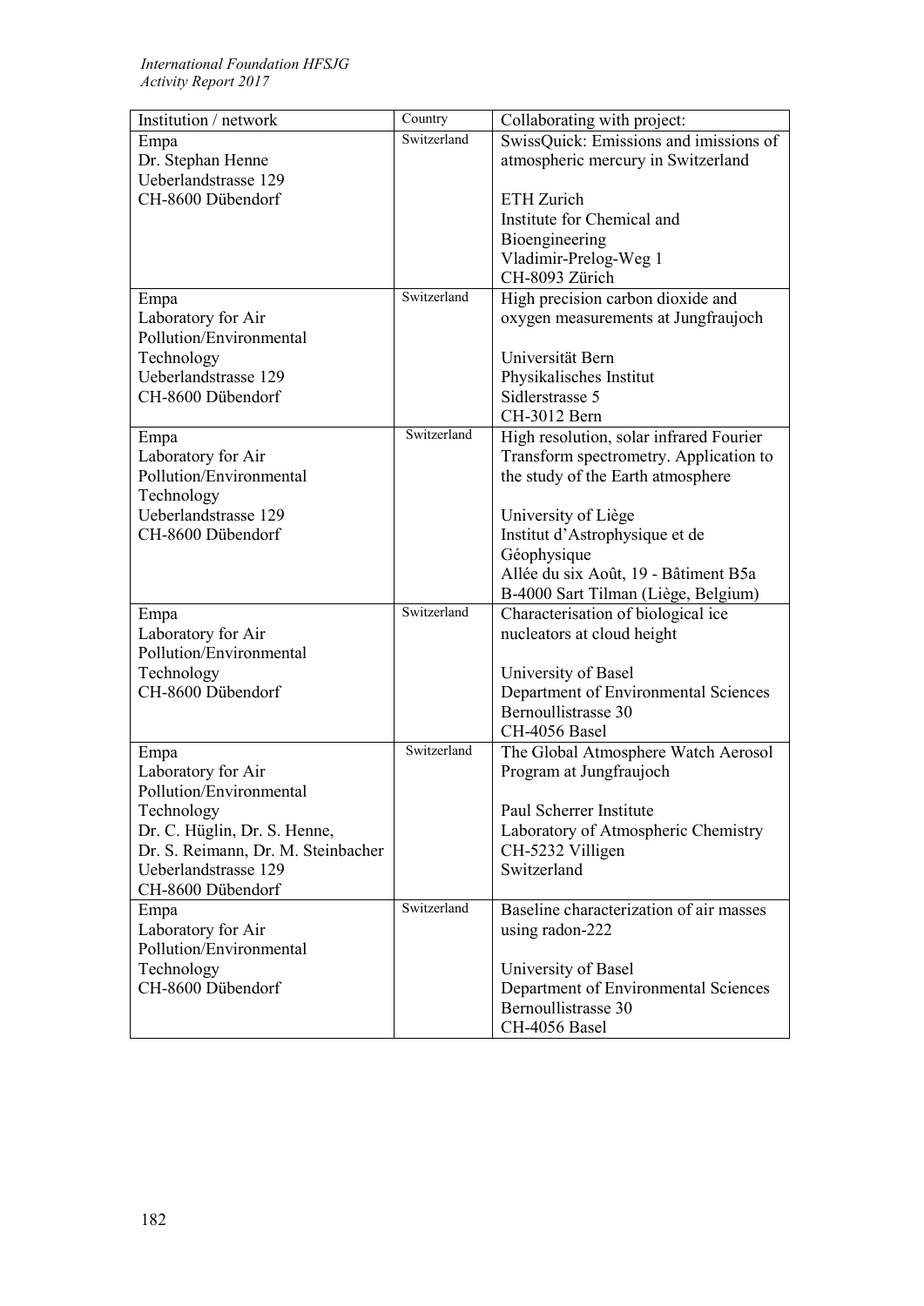| Institution / network | Country | Collaborating with project: |
| --- | --- | --- |
| Empa<br>Dr. Stephan Henne<br>Ueberlandstrasse 129<br>CH-8600 Dübendorf | Switzerland | SwissQuick: Emissions and imissions of atmospheric mercury in Switzerland<br><br>ETH Zurich<br>Institute for Chemical and Bioengineering<br>Vladimir-Prelog-Weg 1<br>CH-8093 Zürich |
| Empa<br>Laboratory for Air Pollution/Environmental Technology<br>Ueberlandstrasse 129<br>CH-8600 Dübendorf | Switzerland | High precision carbon dioxide and oxygen measurements at Jungfraujoch<br><br>Universität Bern<br>Physikalisches Institut<br>Sidlerstrasse 5<br>CH-3012 Bern |
| Empa<br>Laboratory for Air Pollution/Environmental Technology<br>Ueberlandstrasse 129<br>CH-8600 Dübendorf | Switzerland | High resolution, solar infrared Fourier Transform spectrometry. Application to the study of the Earth atmosphere<br><br>University of Liège<br>Institut d'Astrophysique et de Géophysique<br>Allée du six Août, 19 - Bâtiment B5a<br>B-4000 Sart Tilman (Liège, Belgium) |
| Empa<br>Laboratory for Air Pollution/Environmental Technology<br>CH-8600 Dübendorf | Switzerland | Characterisation of biological ice nucleators at cloud height<br><br>University of Basel<br>Department of Environmental Sciences<br>Bernoullistrasse 30<br>CH-4056 Basel |
| Empa<br>Laboratory for Air Pollution/Environmental Technology<br>Dr. C. Hüglin, Dr. S. Henne,<br>Dr. S. Reimann, Dr. M. Steinbacher<br>Ueberlandstrasse 129<br>CH-8600 Dübendorf | Switzerland | The Global Atmosphere Watch Aerosol Program at Jungfraujoch<br><br>Paul Scherrer Institute<br>Laboratory of Atmospheric Chemistry<br>CH-5232 Villigen<br>Switzerland |
| Empa<br>Laboratory for Air Pollution/Environmental Technology<br>CH-8600 Dübendorf | Switzerland | Baseline characterization of air masses using radon-222<br><br>University of Basel<br>Department of Environmental Sciences<br>Bernoullistrasse 30<br>CH-4056 Basel |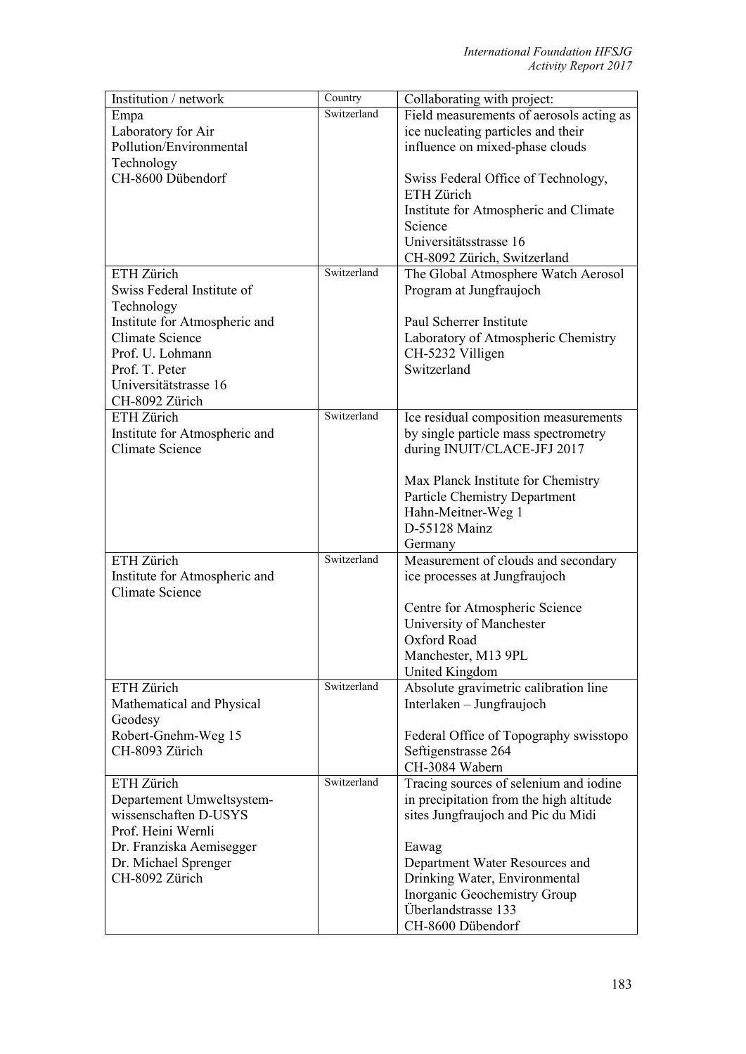| Institution / network | Country | Collaborating with project: |
|---|---|---|
| Empa<br>Laboratory for Air Pollution/Environmental Technology<br>CH-8600 Dübendorf | Switzerland | Field measurements of aerosols acting as ice nucleating particles and their influence on mixed-phase clouds<br><br>Swiss Federal Office of Technology, ETH Zürich<br>Institute for Atmospheric and Climate Science<br>Universitätsstrasse 16<br>CH-8092 Zürich, Switzerland |
| ETH Zürich<br>Swiss Federal Institute of Technology<br>Institute for Atmospheric and Climate Science<br>Prof. U. Lohmann<br>Prof. T. Peter<br>Universitätstrasse 16<br>CH-8092 Zürich | Switzerland | The Global Atmosphere Watch Aerosol Program at Jungfraujoch<br><br>Paul Scherrer Institute<br>Laboratory of Atmospheric Chemistry<br>CH-5232 Villigen<br>Switzerland |
| ETH Zürich<br>Institute for Atmospheric and Climate Science | Switzerland | Ice residual composition measurements by single particle mass spectrometry during INUIT/CLACE-JFJ 2017<br><br>Max Planck Institute for Chemistry<br>Particle Chemistry Department<br>Hahn-Meitner-Weg 1<br>D-55128 Mainz<br>Germany |
| ETH Zürich<br>Institute for Atmospheric and Climate Science | Switzerland | Measurement of clouds and secondary ice processes at Jungfraujoch<br><br>Centre for Atmospheric Science<br>University of Manchester<br>Oxford Road<br>Manchester, M13 9PL<br>United Kingdom |
| ETH Zürich<br>Mathematical and Physical Geodesy<br>Robert-Gnehm-Weg 15<br>CH-8093 Zürich | Switzerland | Absolute gravimetric calibration line Interlaken – Jungfraujoch<br><br>Federal Office of Topography swisstopo<br>Seftigenstrasse 264<br>CH-3084 Wabern |
| ETH Zürich<br>Departement Umweltsystem-wissenschaften D-USYS<br>Prof. Heini Wernli<br>Dr. Franziska Aemisegger<br>Dr. Michael Sprenger<br>CH-8092 Zürich | Switzerland | Tracing sources of selenium and iodine in precipitation from the high altitude sites Jungfraujoch and Pic du Midi<br><br>Eawag<br>Department Water Resources and Drinking Water, Environmental Inorganic Geochemistry Group<br>Überlandstrasse 133<br>CH-8600 Dübendorf |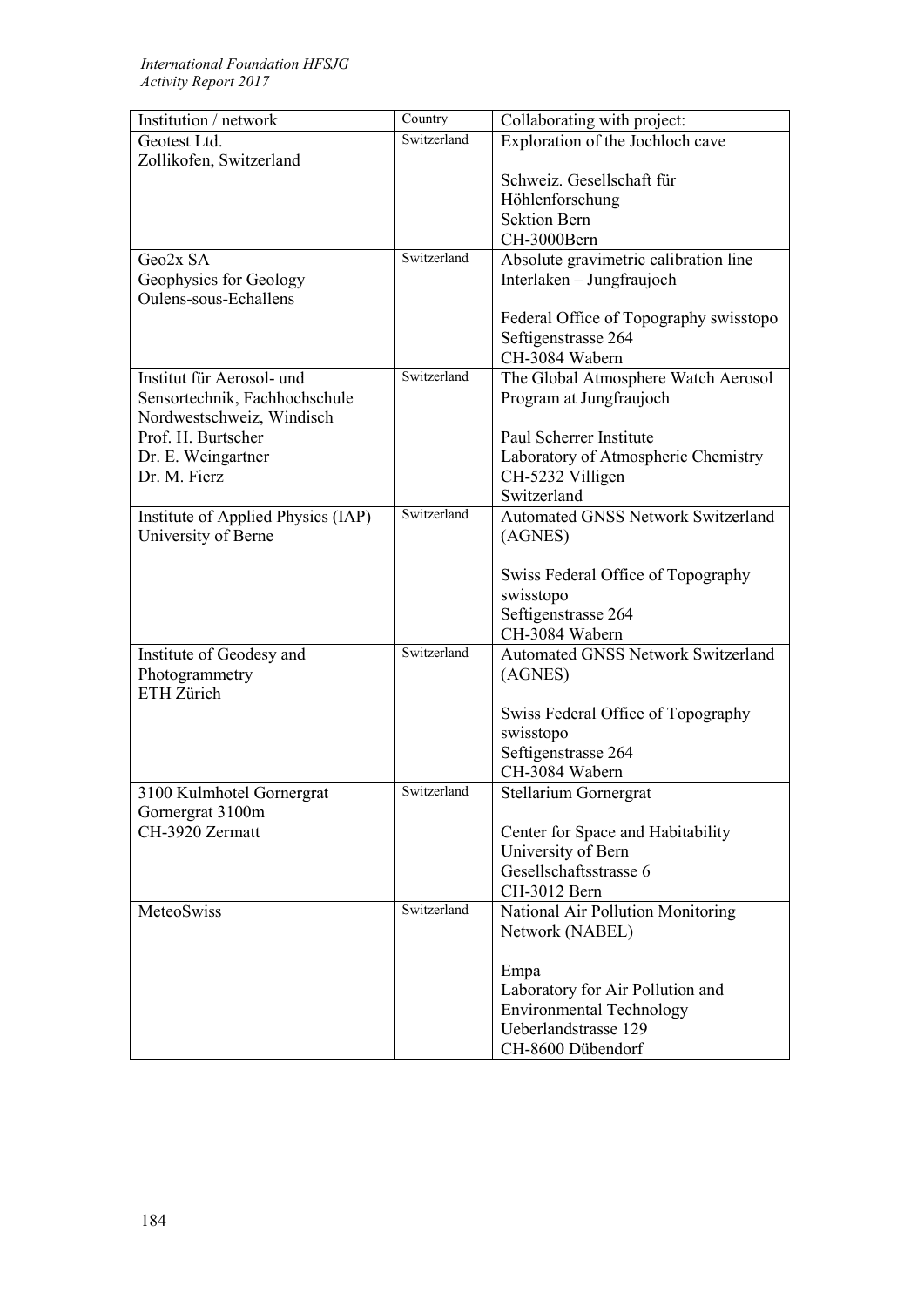| Institution / network | Country | Collaborating with project: |
|---|---|---|
| Geotest Ltd.<br>Zollikofen, Switzerland | Switzerland | Exploration of the Jochloch cave<br><br>Schweiz. Gesellschaft für Höhlenforschung<br>Sektion Bern<br>CH-3000Bern |
| Geo2x SA<br>Geophysics for Geology<br>Oulens-sous-Echallens | Switzerland | Absolute gravimetric calibration line Interlaken – Jungfraujoch<br><br>Federal Office of Topography swisstopo<br>Seftigenstrasse 264<br>CH-3084 Wabern |
| Institut für Aerosol- und Sensortechnik, Fachhochschule Nordwestschweiz, Windisch<br>Prof. H. Burtscher<br>Dr. E. Weingartner<br>Dr. M. Fierz | Switzerland | The Global Atmosphere Watch Aerosol Program at Jungfraujoch<br><br>Paul Scherrer Institute<br>Laboratory of Atmospheric Chemistry<br>CH-5232 Villigen<br>Switzerland |
| Institute of Applied Physics (IAP)<br>University of Berne | Switzerland | Automated GNSS Network Switzerland (AGNES)<br><br>Swiss Federal Office of Topography swisstopo<br>Seftigenstrasse 264<br>CH-3084 Wabern |
| Institute of Geodesy and Photogrammetry<br>ETH Zürich | Switzerland | Automated GNSS Network Switzerland (AGNES)<br><br>Swiss Federal Office of Topography swisstopo<br>Seftigenstrasse 264<br>CH-3084 Wabern |
| 3100 Kulmhotel Gornergrat<br>Gornergrat 3100m<br>CH-3920 Zermatt | Switzerland | Stellarium Gornergrat<br><br>Center for Space and Habitability<br>University of Bern<br>Gesellschaftsstrasse 6<br>CH-3012 Bern |
| MeteoSwiss | Switzerland | National Air Pollution Monitoring Network (NABEL)<br><br>Empa<br>Laboratory for Air Pollution and Environmental Technology<br>Ueberlandstrasse 129<br>CH-8600 Dübendorf |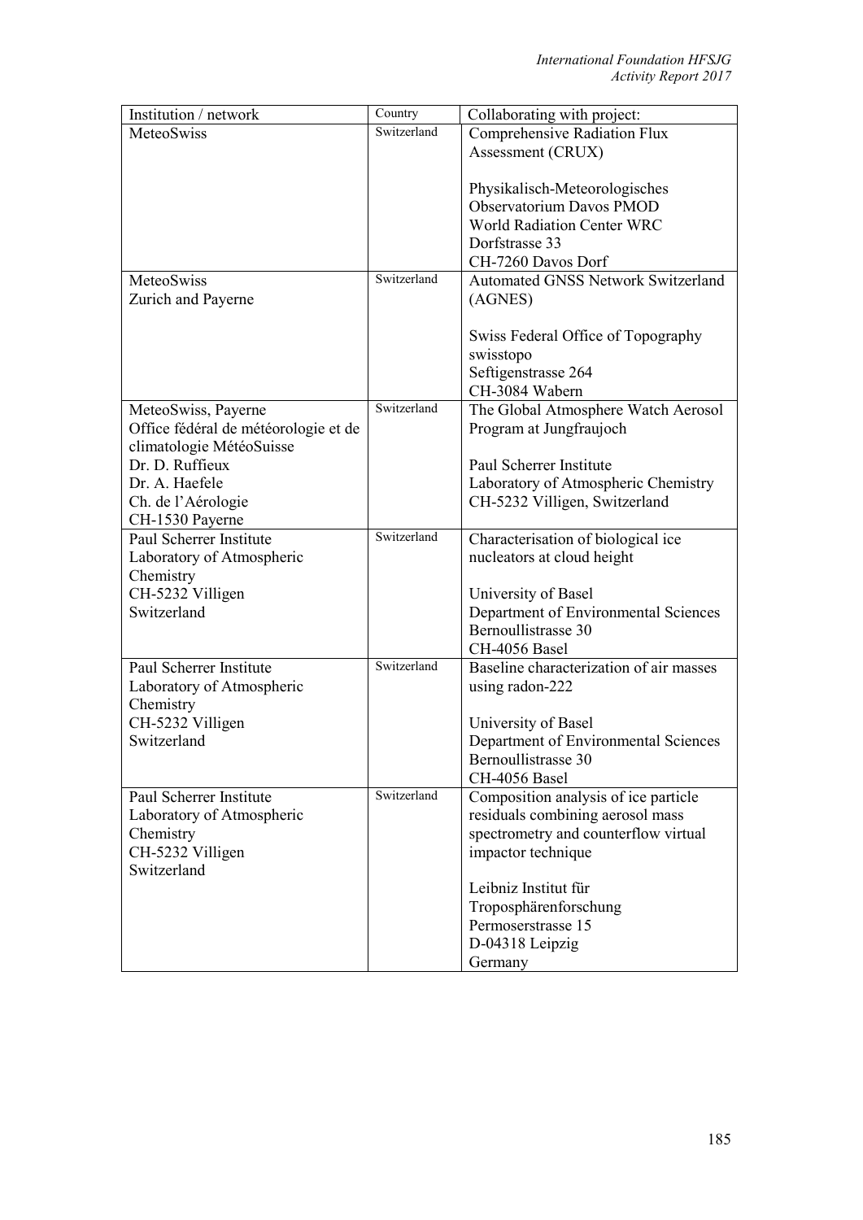| Institution / network | Country | Collaborating with project: |
|---|---|---|
| MeteoSwiss | Switzerland | Comprehensive Radiation Flux Assessment (CRUX)<br><br>Physikalisch-Meteorologisches Observatorium Davos PMOD World Radiation Center WRC Dorfstrasse 33 CH-7260 Davos Dorf |
| MeteoSwiss Zurich and Payerne | Switzerland | Automated GNSS Network Switzerland (AGNES)<br><br>Swiss Federal Office of Topography swisstopo Seftigenstrasse 264 CH-3084 Wabern |
| MeteoSwiss, Payerne Office fédéral de météorologie et de climatologie MétéoSuisse Dr. D. Ruffieux Dr. A. Haefele Ch. de l'Aérologie CH-1530 Payerne | Switzerland | The Global Atmosphere Watch Aerosol Program at Jungfraujoch<br><br>Paul Scherrer Institute Laboratory of Atmospheric Chemistry CH-5232 Villigen, Switzerland |
| Paul Scherrer Institute Laboratory of Atmospheric Chemistry CH-5232 Villigen Switzerland | Switzerland | Characterisation of biological ice nucleators at cloud height<br><br>University of Basel Department of Environmental Sciences Bernoullistrasse 30 CH-4056 Basel |
| Paul Scherrer Institute Laboratory of Atmospheric Chemistry CH-5232 Villigen Switzerland | Switzerland | Baseline characterization of air masses using radon-222<br><br>University of Basel Department of Environmental Sciences Bernoullistrasse 30 CH-4056 Basel |
| Paul Scherrer Institute Laboratory of Atmospheric Chemistry CH-5232 Villigen Switzerland | Switzerland | Composition analysis of ice particle residuals combining aerosol mass spectrometry and counterflow virtual impactor technique<br><br>Leibniz Institut für Troposphärenforschung Permoserstrasse 15 D-04318 Leipzig Germany |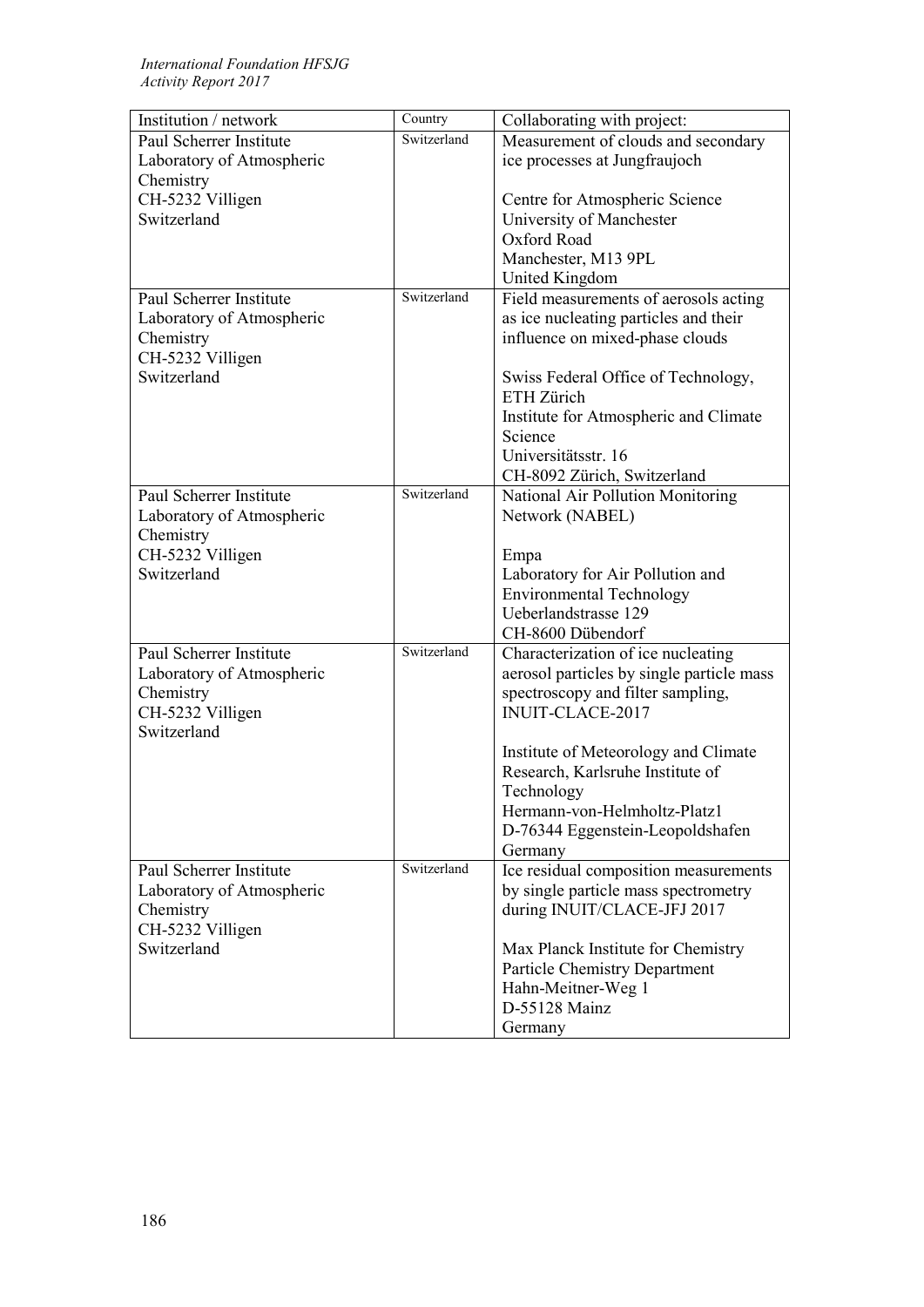| Institution / network | Country | Collaborating with project: |
|---|---|---|
| Paul Scherrer Institute<br>Laboratory of Atmospheric Chemistry<br>CH-5232 Villigen<br>Switzerland | Switzerland | Measurement of clouds and secondary ice processes at Jungfraujoch<br><br>Centre for Atmospheric Science<br>University of Manchester<br>Oxford Road<br>Manchester, M13 9PL<br>United Kingdom |
| Paul Scherrer Institute<br>Laboratory of Atmospheric Chemistry<br>CH-5232 Villigen<br>Switzerland | Switzerland | Field measurements of aerosols acting as ice nucleating particles and their influence on mixed-phase clouds<br><br>Swiss Federal Office of Technology, ETH Zürich<br>Institute for Atmospheric and Climate Science<br>Universitätsstr. 16<br>CH-8092 Zürich, Switzerland |
| Paul Scherrer Institute<br>Laboratory of Atmospheric Chemistry<br>CH-5232 Villigen<br>Switzerland | Switzerland | National Air Pollution Monitoring Network (NABEL)<br><br>Empa<br>Laboratory for Air Pollution and Environmental Technology<br>Ueberlandstrasse 129<br>CH-8600 Dübendorf |
| Paul Scherrer Institute<br>Laboratory of Atmospheric Chemistry<br>CH-5232 Villigen<br>Switzerland | Switzerland | Characterization of ice nucleating aerosol particles by single particle mass spectroscopy and filter sampling, INUIT-CLACE-2017<br><br>Institute of Meteorology and Climate Research, Karlsruhe Institute of Technology<br>Hermann-von-Helmholtz-Platz1<br>D-76344 Eggenstein-Leopoldshafen<br>Germany |
| Paul Scherrer Institute<br>Laboratory of Atmospheric Chemistry<br>CH-5232 Villigen<br>Switzerland | Switzerland | Ice residual composition measurements by single particle mass spectrometry during INUIT/CLACE-JFJ 2017<br><br>Max Planck Institute for Chemistry<br>Particle Chemistry Department<br>Hahn-Meitner-Weg 1<br>D-55128 Mainz<br>Germany |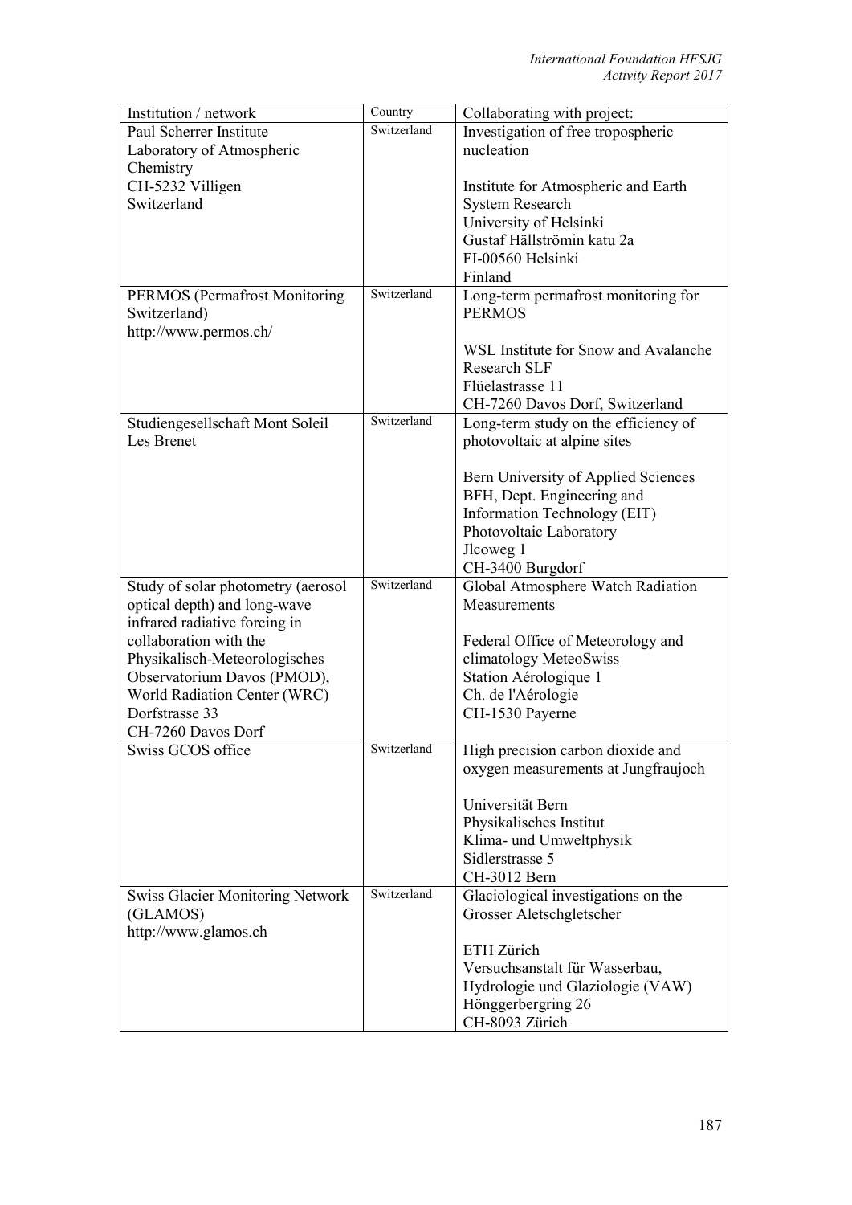| Institution / network | Country | Collaborating with project: |
| --- | --- | --- |
| Paul Scherrer Institute<br>Laboratory of Atmospheric Chemistry<br>CH-5232 Villigen<br>Switzerland | Switzerland | Investigation of free tropospheric nucleation<br><br>Institute for Atmospheric and Earth System Research<br>University of Helsinki<br>Gustaf Hällströmin katu 2a<br>FI-00560 Helsinki<br>Finland |
| PERMOS (Permafrost Monitoring Switzerland)<br>http://www.permos.ch/ | Switzerland | Long-term permafrost monitoring for PERMOS<br><br>WSL Institute for Snow and Avalanche Research SLF<br>Flüelastrasse 11<br>CH-7260 Davos Dorf, Switzerland |
| Studiengesellschaft Mont Soleil<br>Les Brenet | Switzerland | Long-term study on the efficiency of photovoltaic at alpine sites<br><br>Bern University of Applied Sciences<br>BFH, Dept. Engineering and Information Technology (EIT)<br>Photovoltaic Laboratory<br>Jlcoweg 1<br>CH-3400 Burgdorf |
| Study of solar photometry (aerosol optical depth) and long-wave infrared radiative forcing in collaboration with the Physikalisch-Meteorologisches Observatorium Davos (PMOD), World Radiation Center (WRC)<br>Dorfstrasse 33<br>CH-7260 Davos Dorf | Switzerland | Global Atmosphere Watch Radiation Measurements<br><br>Federal Office of Meteorology and climatology MeteoSwiss<br>Station Aérologique 1<br>Ch. de l'Aérologie<br>CH-1530 Payerne |
| Swiss GCOS office | Switzerland | High precision carbon dioxide and oxygen measurements at Jungfraujoch<br><br>Universität Bern<br>Physikalisches Institut<br>Klima- und Umweltphysik<br>Sidlerstrasse 5<br>CH-3012 Bern |
| Swiss Glacier Monitoring Network (GLAMOS)<br>http://www.glamos.ch | Switzerland | Glaciological investigations on the Grosser Aletschgletscher<br><br>ETH Zürich<br>Versuchsanstalt für Wasserbau, Hydrologie und Glaziologie (VAW)<br>Hönggerbergring 26<br>CH-8093 Zürich |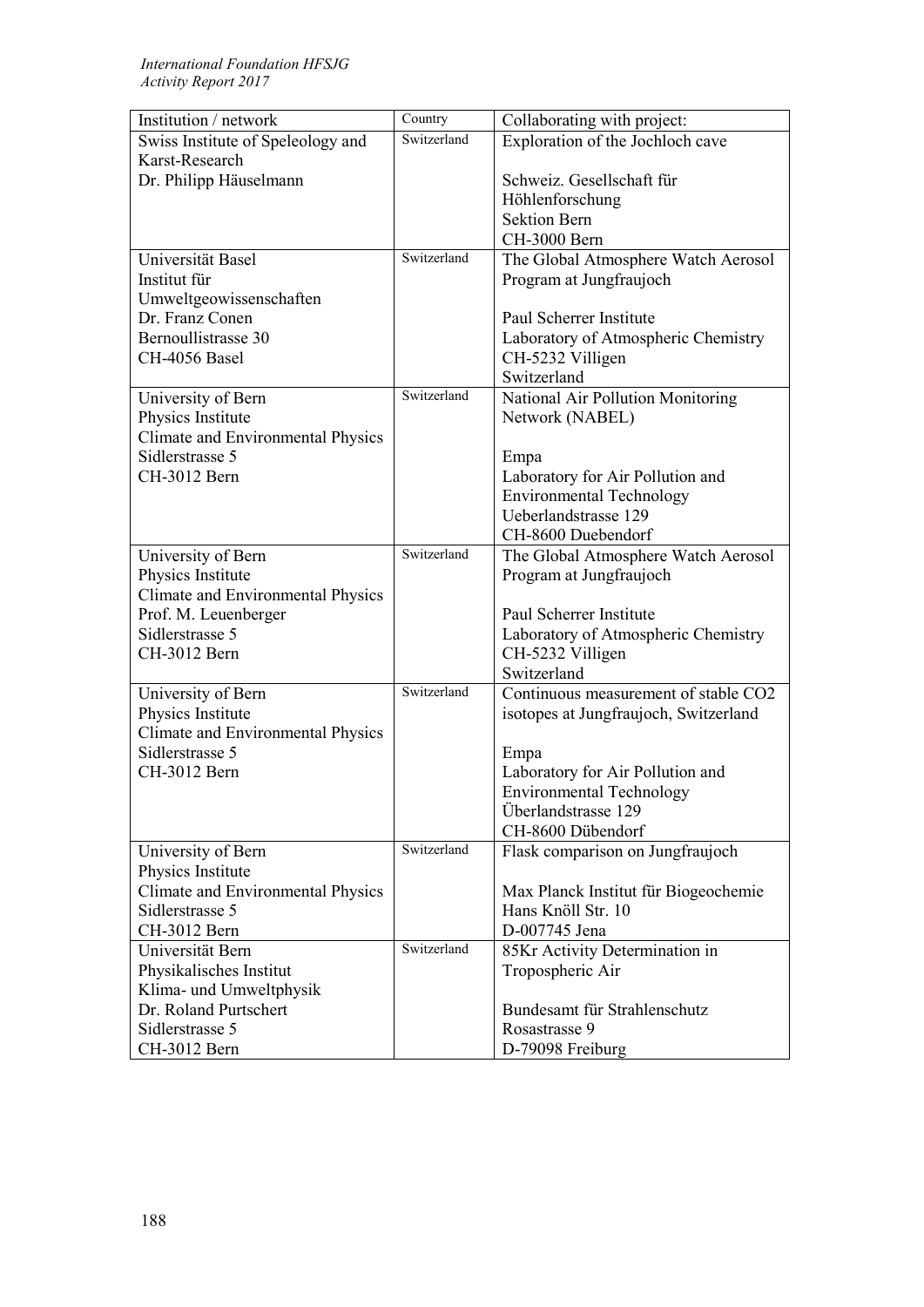| Institution / network | Country | Collaborating with project: |
|---|---|---|
| Swiss Institute of Speleology and Karst-Research<br>Dr. Philipp Häuselmann | Switzerland | Exploration of the Jochloch cave<br><br>Schweiz. Gesellschaft für Höhlenforschung<br>Sektion Bern<br>CH-3000 Bern |
| Universität Basel<br>Institut für Umweltgeowissenschaften<br>Dr. Franz Conen<br>Bernoullistrasse 30<br>CH-4056 Basel | Switzerland | The Global Atmosphere Watch Aerosol Program at Jungfraujoch<br><br>Paul Scherrer Institute<br>Laboratory of Atmospheric Chemistry<br>CH-5232 Villigen<br>Switzerland |
| University of Bern<br>Physics Institute<br>Climate and Environmental Physics<br>Sidlerstrasse 5<br>CH-3012 Bern | Switzerland | National Air Pollution Monitoring Network (NABEL)<br><br>Empa<br>Laboratory for Air Pollution and Environmental Technology<br>Ueberlandstrasse 129<br>CH-8600 Duebendorf |
| University of Bern<br>Physics Institute<br>Climate and Environmental Physics<br>Prof. M. Leuenberger<br>Sidlerstrasse 5<br>CH-3012 Bern | Switzerland | The Global Atmosphere Watch Aerosol Program at Jungfraujoch<br><br>Paul Scherrer Institute<br>Laboratory of Atmospheric Chemistry<br>CH-5232 Villigen<br>Switzerland |
| University of Bern<br>Physics Institute<br>Climate and Environmental Physics<br>Sidlerstrasse 5<br>CH-3012 Bern | Switzerland | Continuous measurement of stable $CO_2$ isotopes at Jungfraujoch, Switzerland<br><br>Empa<br>Laboratory for Air Pollution and Environmental Technology<br>Überlandstrasse 129<br>CH-8600 Dübendorf |
| University of Bern<br>Physics Institute<br>Climate and Environmental Physics<br>Sidlerstrasse 5<br>CH-3012 Bern | Switzerland | Flask comparison on Jungfraujoch<br><br>Max Planck Institut für Biogeochemie<br>Hans Knöll Str. 10<br>D-007745 Jena |
| Universität Bern<br>Physikalisches Institut<br>Klima- und Umweltphysik<br>Dr. Roland Purtschert<br>Sidlerstrasse 5<br>CH-3012 Bern | Switzerland | $^{85}Kr$ Activity Determination in Tropospheric Air<br><br>Bundesamt für Strahlenschutz<br>Rosastrasse 9<br>D-79098 Freiburg |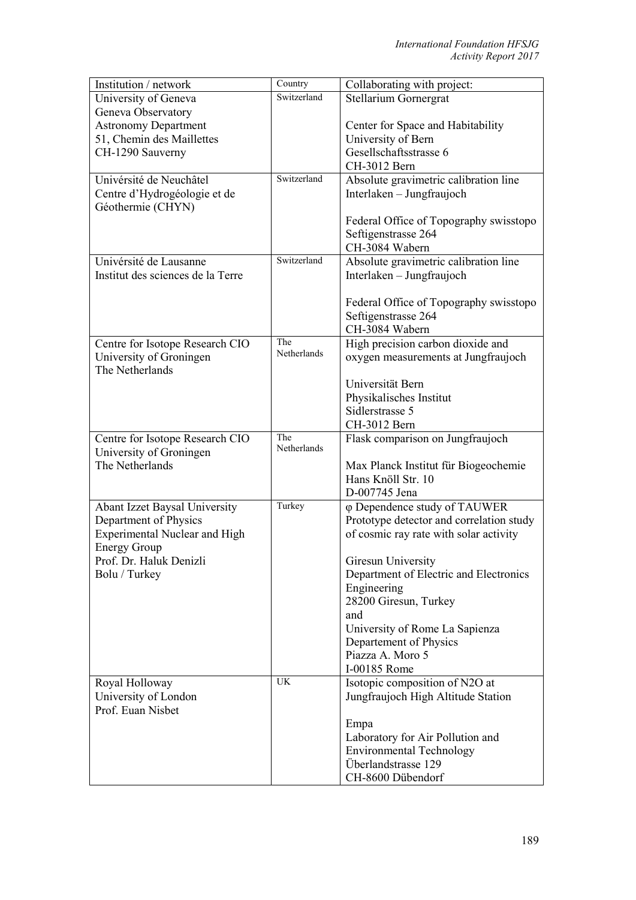| Institution / network | Country | Collaborating with project: |
|---|---|---|
| University of Geneva<br>Geneva Observatory<br>Astronomy Department<br>51, Chemin des Maillettes<br>CH-1290 Sauverny | Switzerland | Stellarium Gornergrat<br><br>Center for Space and Habitability<br>University of Bern<br>Gesellschaftsstrasse 6<br>CH-3012 Bern |
| Univérsité de Neuchâtel<br>Centre d'Hydrogéologie et de Géothermie (CHYN) | Switzerland | Absolute gravimetric calibration line Interlaken – Jungfraujoch<br><br>Federal Office of Topography swisstopo<br>Seftigenstrasse 264<br>CH-3084 Wabern |
| Univérsité de Lausanne<br>Institut des sciences de la Terre | Switzerland | Absolute gravimetric calibration line Interlaken – Jungfraujoch<br><br>Federal Office of Topography swisstopo<br>Seftigenstrasse 264<br>CH-3084 Wabern |
| Centre for Isotope Research CIO<br>University of Groningen<br>The Netherlands | The Netherlands | High precision carbon dioxide and oxygen measurements at Jungfraujoch<br><br>Universität Bern<br>Physikalisches Institut<br>Sidlerstrasse 5<br>CH-3012 Bern |
| Centre for Isotope Research CIO<br>University of Groningen<br>The Netherlands | The Netherlands | Flask comparison on Jungfraujoch<br><br>Max Planck Institut für Biogeochemie<br>Hans Knöll Str. 10<br>D-007745 Jena |
| Abant Izzet Baysal University<br>Department of Physics<br>Experimental Nuclear and High Energy Group<br>Prof. Dr. Haluk Denizli<br>Bolu / Turkey | Turkey | φ Dependence study of TAUWER Prototype detector and correlation study of cosmic ray rate with solar activity<br><br>Giresun University<br>Department of Electric and Electronics Engineering<br>28200 Giresun, Turkey<br>and<br>University of Rome La Sapienza<br>Departement of Physics<br>Piazza A. Moro 5<br>I-00185 Rome |
| Royal Holloway<br>University of London<br>Prof. Euan Nisbet | UK | Isotopic composition of N2O at Jungfraujoch High Altitude Station<br><br>Empa<br>Laboratory for Air Pollution and Environmental Technology<br>Überlandstrasse 129<br>CH-8600 Dübendorf |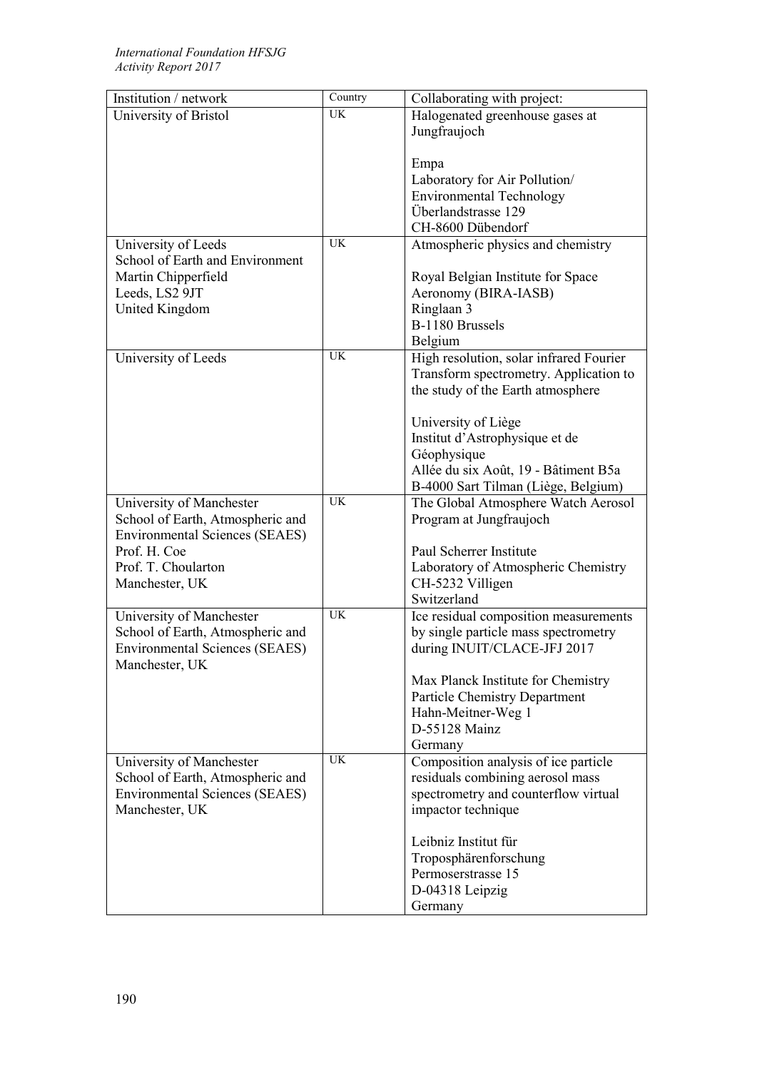| Institution / network | Country | Collaborating with project: |
| --- | --- | --- |
| University of Bristol | UK | Halogenated greenhouse gases at Jungfraujoch<br><br>Empa<br>Laboratory for Air Pollution/ Environmental Technology<br>Überlandstrasse 129<br>CH-8600 Dübendorf |
| University of Leeds<br>School of Earth and Environment<br>Martin Chipperfield<br>Leeds, LS2 9JT<br>United Kingdom | UK | Atmospheric physics and chemistry<br><br>Royal Belgian Institute for Space Aeronomy (BIRA-IASB)<br>Ringlaan 3<br>B-1180 Brussels<br>Belgium |
| University of Leeds | UK | High resolution, solar infrared Fourier Transform spectrometry. Application to the study of the Earth atmosphere<br><br>University of Liège<br>Institut d'Astrophysique et de Géophysique<br>Allée du six Août, 19 - Bâtiment B5a<br>B-4000 Sart Tilman (Liège, Belgium) |
| University of Manchester<br>School of Earth, Atmospheric and Environmental Sciences (SEAES)<br>Prof. H. Coe<br>Prof. T. Choularton<br>Manchester, UK | UK | The Global Atmosphere Watch Aerosol Program at Jungfraujoch<br><br>Paul Scherrer Institute<br>Laboratory of Atmospheric Chemistry<br>CH-5232 Villigen<br>Switzerland |
| University of Manchester<br>School of Earth, Atmospheric and Environmental Sciences (SEAES)<br>Manchester, UK | UK | Ice residual composition measurements by single particle mass spectrometry during INUIT/CLACE-JFJ 2017<br><br>Max Planck Institute for Chemistry<br>Particle Chemistry Department<br>Hahn-Meitner-Weg 1<br>D-55128 Mainz<br>Germany |
| University of Manchester<br>School of Earth, Atmospheric and Environmental Sciences (SEAES)<br>Manchester, UK | UK | Composition analysis of ice particle residuals combining aerosol mass spectrometry and counterflow virtual impactor technique<br><br>Leibniz Institut für Troposphärenforschung<br>Permoserstrasse 15<br>D-04318 Leipzig<br>Germany |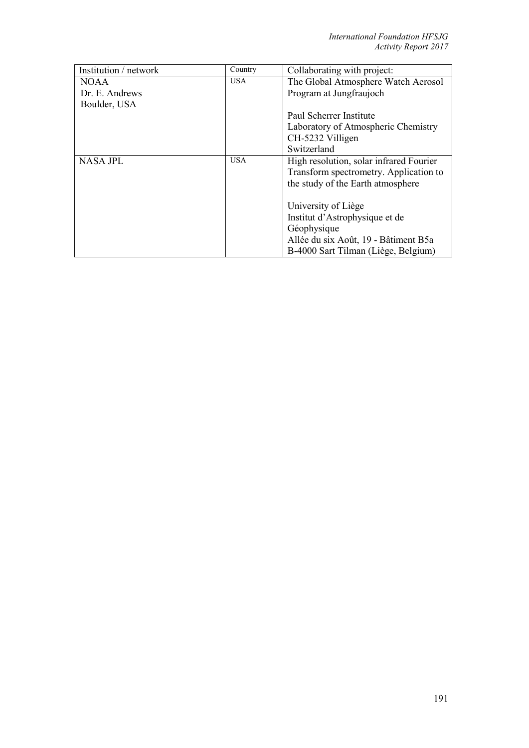| Institution / network | Country | Collaborating with project: |
|---|---|---|
| NOAA<br>Dr. E. Andrews<br>Boulder, USA | USA | The Global Atmosphere Watch Aerosol Program at Jungfraujoch<br><br>Paul Scherrer Institute<br>Laboratory of Atmospheric Chemistry<br>CH-5232 Villigen<br>Switzerland |
| NASA JPL | USA | High resolution, solar infrared Fourier Transform spectrometry. Application to the study of the Earth atmosphere<br><br>University of Liège<br>Institut d'Astrophysique et de Géophysique<br>Allée du six Août, 19 - Bâtiment B5a<br>B-4000 Sart Tilman (Liège, Belgium) |